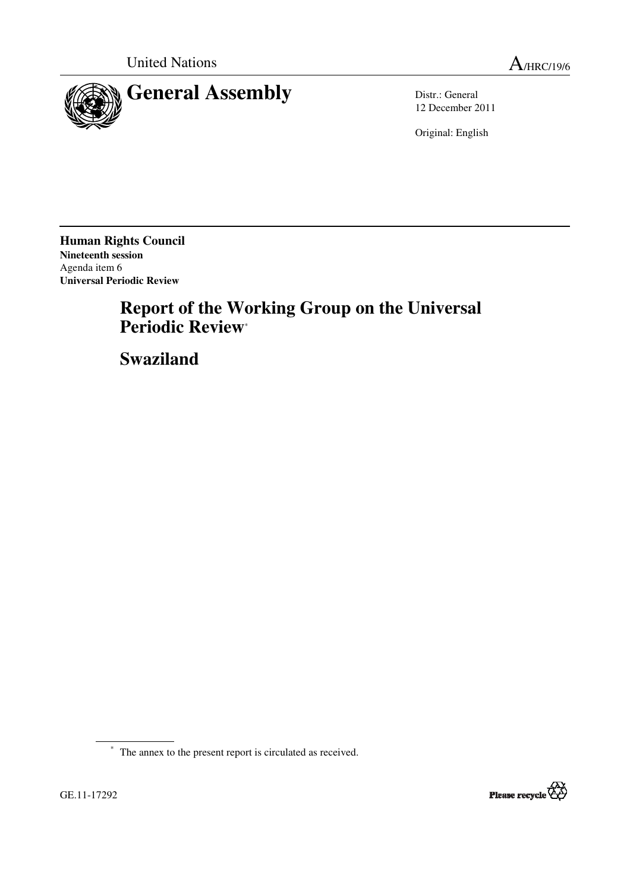United Nations

A/HRC/19/6

# General Assembly

Distr.: General
12 December 2011

Original: English

**Human Rights Council**
**Nineteenth session**
Agenda item 6
**Universal Periodic Review**

# Report of the Working Group on the Universal Periodic Review*

# Swaziland

* The annex to the present report is circulated as received.

GE.11-17292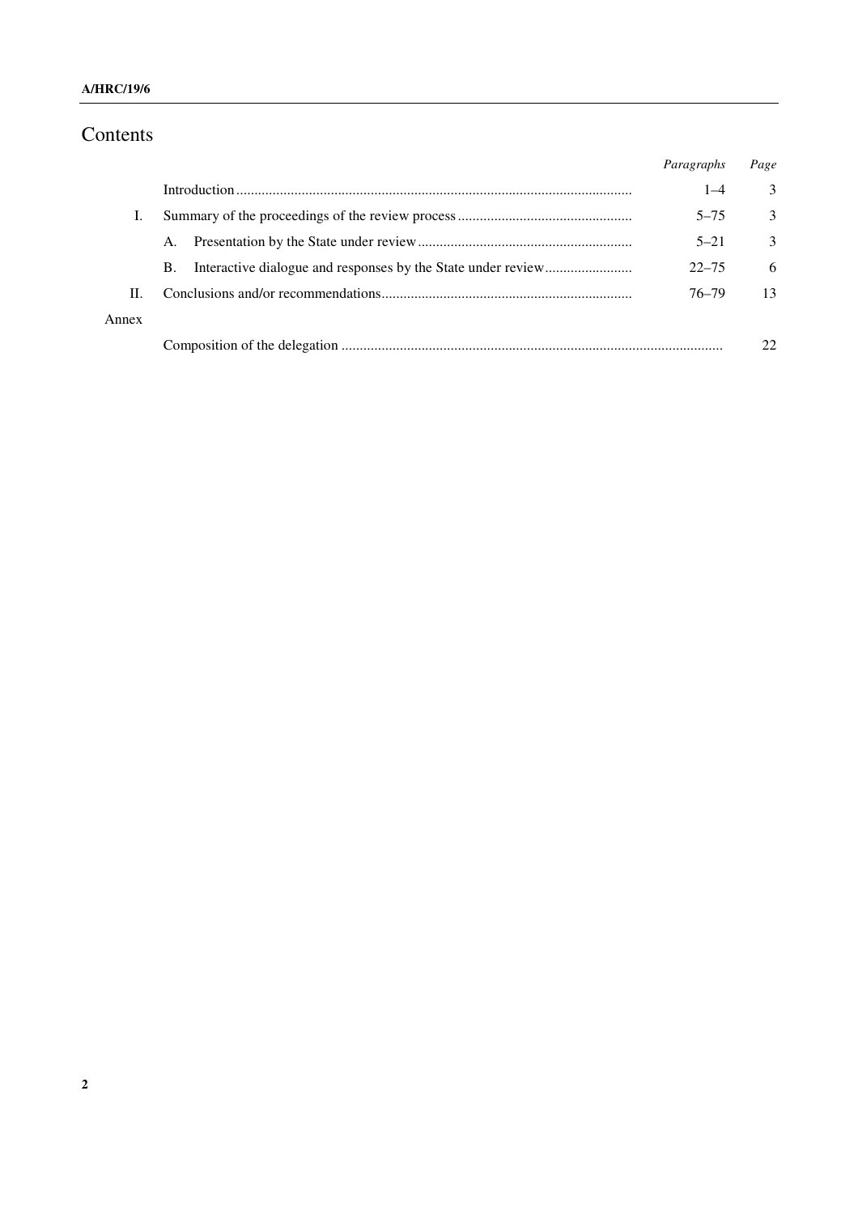# Contents

| | | Paragraphs | Page |
|---|---|---|---|
| | Introduction | 1–4 | 3 |
| I. | Summary of the proceedings of the review process | 5–75 | 3 |
| | A. Presentation by the State under review | 5–21 | 3 |
| | B. Interactive dialogue and responses by the State under review | 22–75 | 6 |
| II. | Conclusions and/or recommendations | 76–79 | 13 |
| Annex | | | |
| | Composition of the delegation | | 22 |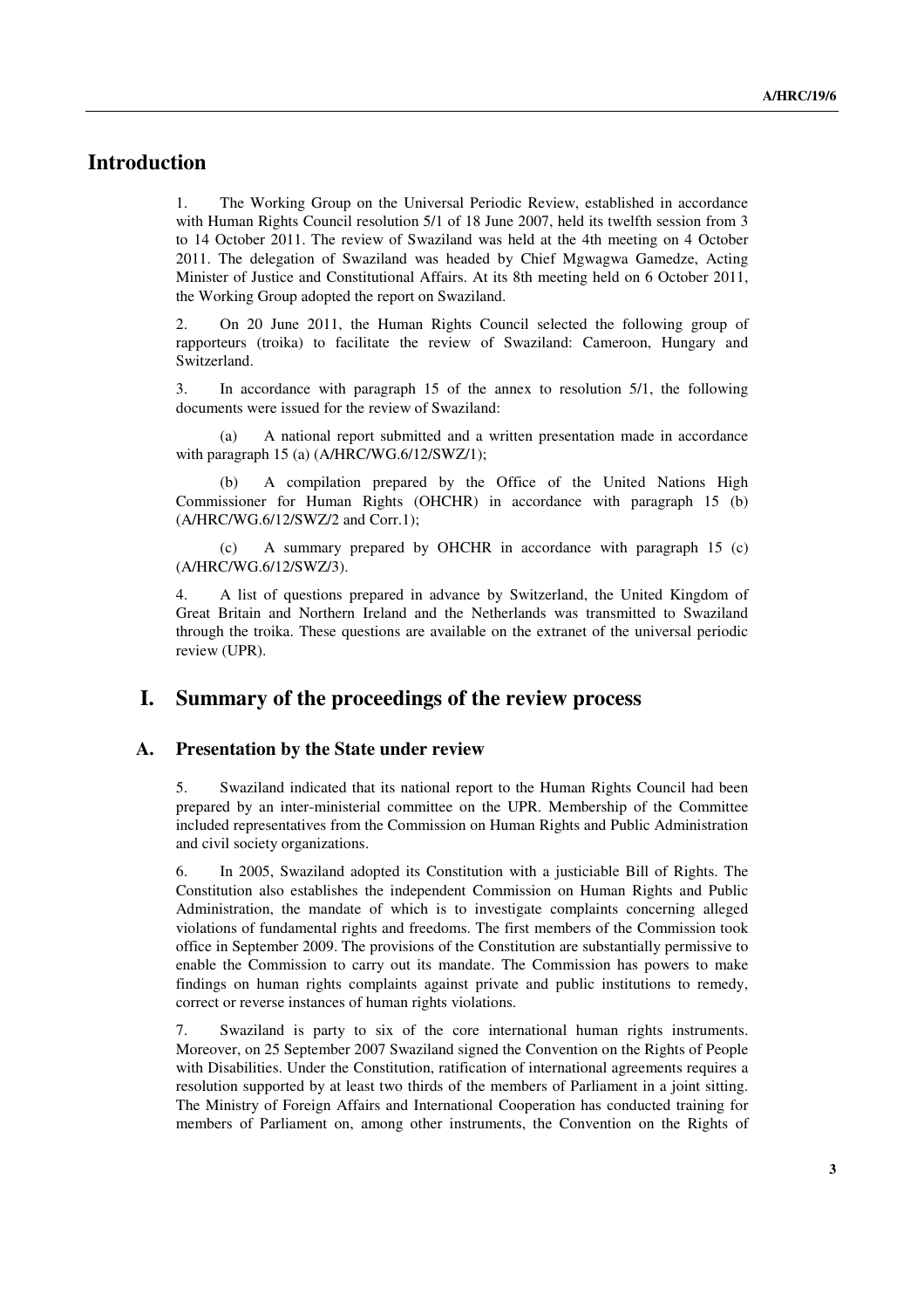# Introduction

1. The Working Group on the Universal Periodic Review, established in accordance with Human Rights Council resolution 5/1 of 18 June 2007, held its twelfth session from 3 to 14 October 2011. The review of Swaziland was held at the 4th meeting on 4 October 2011. The delegation of Swaziland was headed by Chief Mgwagwa Gamedze, Acting Minister of Justice and Constitutional Affairs. At its 8th meeting held on 6 October 2011, the Working Group adopted the report on Swaziland.

2. On 20 June 2011, the Human Rights Council selected the following group of rapporteurs (troika) to facilitate the review of Swaziland: Cameroon, Hungary and Switzerland.

3. In accordance with paragraph 15 of the annex to resolution 5/1, the following documents were issued for the review of Swaziland:

(a) A national report submitted and a written presentation made in accordance with paragraph 15 (a) (A/HRC/WG.6/12/SWZ/1);

(b) A compilation prepared by the Office of the United Nations High Commissioner for Human Rights (OHCHR) in accordance with paragraph 15 (b) (A/HRC/WG.6/12/SWZ/2 and Corr.1);

(c) A summary prepared by OHCHR in accordance with paragraph 15 (c) (A/HRC/WG.6/12/SWZ/3).

4. A list of questions prepared in advance by Switzerland, the United Kingdom of Great Britain and Northern Ireland and the Netherlands was transmitted to Swaziland through the troika. These questions are available on the extranet of the universal periodic review (UPR).

# I. Summary of the proceedings of the review process

## A. Presentation by the State under review

5. Swaziland indicated that its national report to the Human Rights Council had been prepared by an inter-ministerial committee on the UPR. Membership of the Committee included representatives from the Commission on Human Rights and Public Administration and civil society organizations.

6. In 2005, Swaziland adopted its Constitution with a justiciable Bill of Rights. The Constitution also establishes the independent Commission on Human Rights and Public Administration, the mandate of which is to investigate complaints concerning alleged violations of fundamental rights and freedoms. The first members of the Commission took office in September 2009. The provisions of the Constitution are substantially permissive to enable the Commission to carry out its mandate. The Commission has powers to make findings on human rights complaints against private and public institutions to remedy, correct or reverse instances of human rights violations.

7. Swaziland is party to six of the core international human rights instruments. Moreover, on 25 September 2007 Swaziland signed the Convention on the Rights of People with Disabilities. Under the Constitution, ratification of international agreements requires a resolution supported by at least two thirds of the members of Parliament in a joint sitting. The Ministry of Foreign Affairs and International Cooperation has conducted training for members of Parliament on, among other instruments, the Convention on the Rights of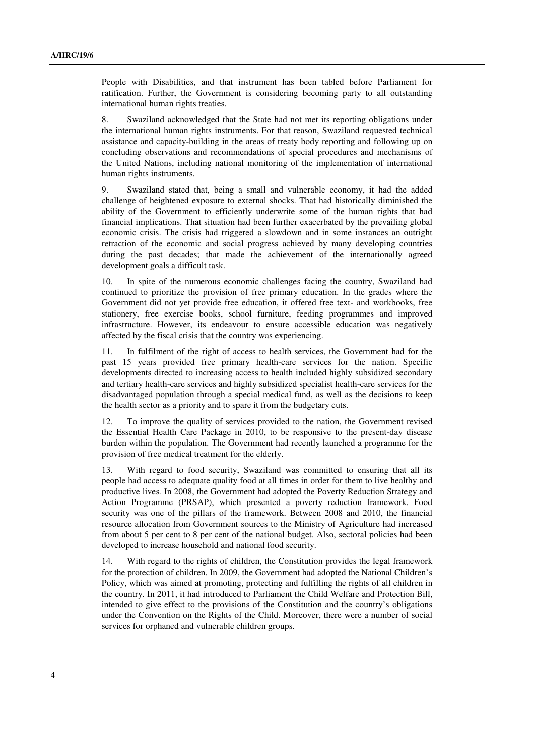People with Disabilities, and that instrument has been tabled before Parliament for ratification. Further, the Government is considering becoming party to all outstanding international human rights treaties.

8. Swaziland acknowledged that the State had not met its reporting obligations under the international human rights instruments. For that reason, Swaziland requested technical assistance and capacity-building in the areas of treaty body reporting and following up on concluding observations and recommendations of special procedures and mechanisms of the United Nations, including national monitoring of the implementation of international human rights instruments.

9. Swaziland stated that, being a small and vulnerable economy, it had the added challenge of heightened exposure to external shocks. That had historically diminished the ability of the Government to efficiently underwrite some of the human rights that had financial implications. That situation had been further exacerbated by the prevailing global economic crisis. The crisis had triggered a slowdown and in some instances an outright retraction of the economic and social progress achieved by many developing countries during the past decades; that made the achievement of the internationally agreed development goals a difficult task.

10. In spite of the numerous economic challenges facing the country, Swaziland had continued to prioritize the provision of free primary education. In the grades where the Government did not yet provide free education, it offered free text- and workbooks, free stationery, free exercise books, school furniture, feeding programmes and improved infrastructure. However, its endeavour to ensure accessible education was negatively affected by the fiscal crisis that the country was experiencing.

11. In fulfilment of the right of access to health services, the Government had for the past 15 years provided free primary health-care services for the nation. Specific developments directed to increasing access to health included highly subsidized secondary and tertiary health-care services and highly subsidized specialist health-care services for the disadvantaged population through a special medical fund, as well as the decisions to keep the health sector as a priority and to spare it from the budgetary cuts.

12. To improve the quality of services provided to the nation, the Government revised the Essential Health Care Package in 2010, to be responsive to the present-day disease burden within the population. The Government had recently launched a programme for the provision of free medical treatment for the elderly.

13. With regard to food security, Swaziland was committed to ensuring that all its people had access to adequate quality food at all times in order for them to live healthy and productive lives. In 2008, the Government had adopted the Poverty Reduction Strategy and Action Programme (PRSAP), which presented a poverty reduction framework. Food security was one of the pillars of the framework. Between 2008 and 2010, the financial resource allocation from Government sources to the Ministry of Agriculture had increased from about 5 per cent to 8 per cent of the national budget. Also, sectoral policies had been developed to increase household and national food security.

14. With regard to the rights of children, the Constitution provides the legal framework for the protection of children. In 2009, the Government had adopted the National Children's Policy, which was aimed at promoting, protecting and fulfilling the rights of all children in the country. In 2011, it had introduced to Parliament the Child Welfare and Protection Bill, intended to give effect to the provisions of the Constitution and the country's obligations under the Convention on the Rights of the Child. Moreover, there were a number of social services for orphaned and vulnerable children groups.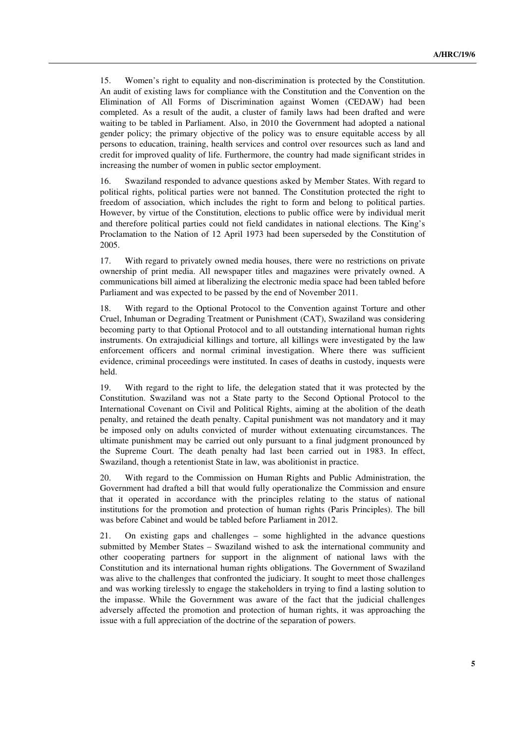15. Women's right to equality and non-discrimination is protected by the Constitution. An audit of existing laws for compliance with the Constitution and the Convention on the Elimination of All Forms of Discrimination against Women (CEDAW) had been completed. As a result of the audit, a cluster of family laws had been drafted and were waiting to be tabled in Parliament. Also, in 2010 the Government had adopted a national gender policy; the primary objective of the policy was to ensure equitable access by all persons to education, training, health services and control over resources such as land and credit for improved quality of life. Furthermore, the country had made significant strides in increasing the number of women in public sector employment.

16. Swaziland responded to advance questions asked by Member States. With regard to political rights, political parties were not banned. The Constitution protected the right to freedom of association, which includes the right to form and belong to political parties. However, by virtue of the Constitution, elections to public office were by individual merit and therefore political parties could not field candidates in national elections. The King's Proclamation to the Nation of 12 April 1973 had been superseded by the Constitution of 2005.

17. With regard to privately owned media houses, there were no restrictions on private ownership of print media. All newspaper titles and magazines were privately owned. A communications bill aimed at liberalizing the electronic media space had been tabled before Parliament and was expected to be passed by the end of November 2011.

18. With regard to the Optional Protocol to the Convention against Torture and other Cruel, Inhuman or Degrading Treatment or Punishment (CAT), Swaziland was considering becoming party to that Optional Protocol and to all outstanding international human rights instruments. On extrajudicial killings and torture, all killings were investigated by the law enforcement officers and normal criminal investigation. Where there was sufficient evidence, criminal proceedings were instituted. In cases of deaths in custody, inquests were held.

19. With regard to the right to life, the delegation stated that it was protected by the Constitution. Swaziland was not a State party to the Second Optional Protocol to the International Covenant on Civil and Political Rights, aiming at the abolition of the death penalty, and retained the death penalty. Capital punishment was not mandatory and it may be imposed only on adults convicted of murder without extenuating circumstances. The ultimate punishment may be carried out only pursuant to a final judgment pronounced by the Supreme Court. The death penalty had last been carried out in 1983. In effect, Swaziland, though a retentionist State in law, was abolitionist in practice.

20. With regard to the Commission on Human Rights and Public Administration, the Government had drafted a bill that would fully operationalize the Commission and ensure that it operated in accordance with the principles relating to the status of national institutions for the promotion and protection of human rights (Paris Principles). The bill was before Cabinet and would be tabled before Parliament in 2012.

21. On existing gaps and challenges – some highlighted in the advance questions submitted by Member States – Swaziland wished to ask the international community and other cooperating partners for support in the alignment of national laws with the Constitution and its international human rights obligations. The Government of Swaziland was alive to the challenges that confronted the judiciary. It sought to meet those challenges and was working tirelessly to engage the stakeholders in trying to find a lasting solution to the impasse. While the Government was aware of the fact that the judicial challenges adversely affected the promotion and protection of human rights, it was approaching the issue with a full appreciation of the doctrine of the separation of powers.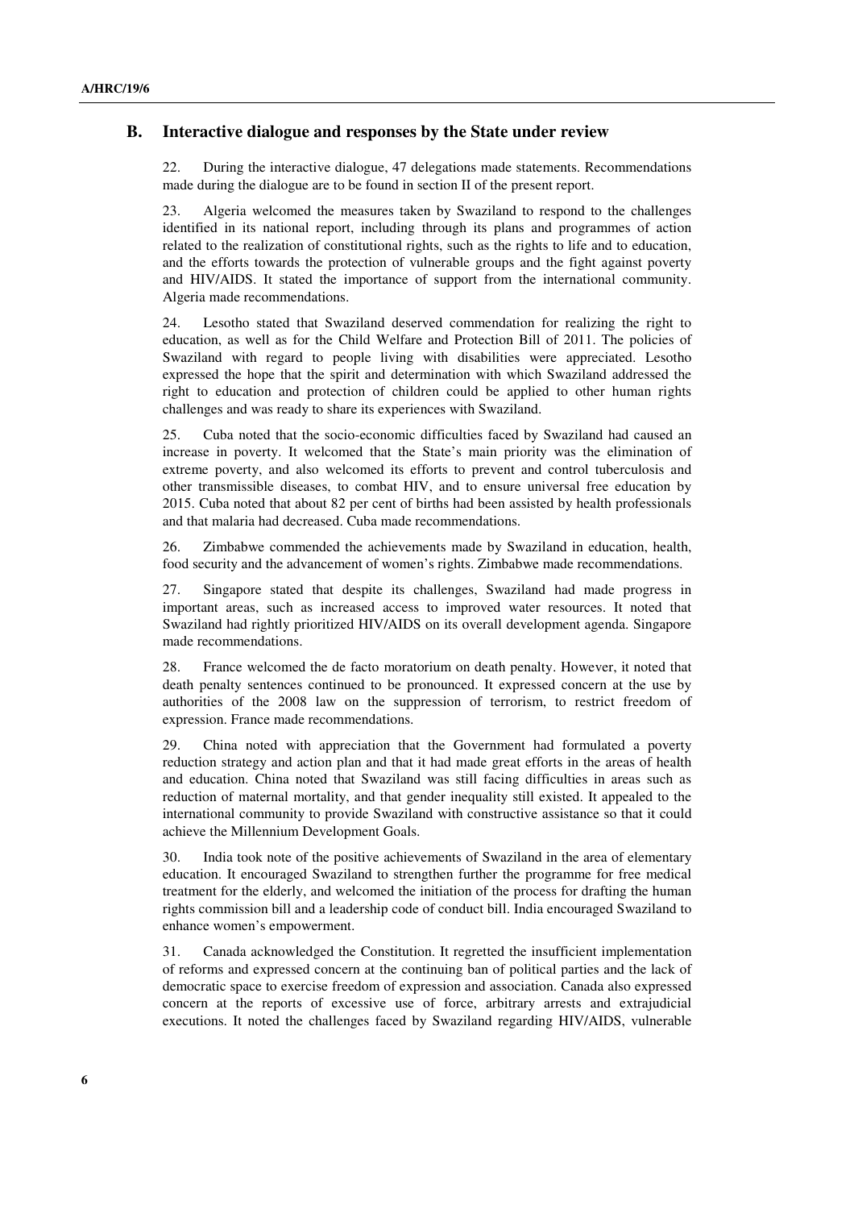## B. Interactive dialogue and responses by the State under review

22. During the interactive dialogue, 47 delegations made statements. Recommendations made during the dialogue are to be found in section II of the present report.

23. Algeria welcomed the measures taken by Swaziland to respond to the challenges identified in its national report, including through its plans and programmes of action related to the realization of constitutional rights, such as the rights to life and to education, and the efforts towards the protection of vulnerable groups and the fight against poverty and HIV/AIDS. It stated the importance of support from the international community. Algeria made recommendations.

24. Lesotho stated that Swaziland deserved commendation for realizing the right to education, as well as for the Child Welfare and Protection Bill of 2011. The policies of Swaziland with regard to people living with disabilities were appreciated. Lesotho expressed the hope that the spirit and determination with which Swaziland addressed the right to education and protection of children could be applied to other human rights challenges and was ready to share its experiences with Swaziland.

25. Cuba noted that the socio-economic difficulties faced by Swaziland had caused an increase in poverty. It welcomed that the State's main priority was the elimination of extreme poverty, and also welcomed its efforts to prevent and control tuberculosis and other transmissible diseases, to combat HIV, and to ensure universal free education by 2015. Cuba noted that about 82 per cent of births had been assisted by health professionals and that malaria had decreased. Cuba made recommendations.

26. Zimbabwe commended the achievements made by Swaziland in education, health, food security and the advancement of women's rights. Zimbabwe made recommendations.

27. Singapore stated that despite its challenges, Swaziland had made progress in important areas, such as increased access to improved water resources. It noted that Swaziland had rightly prioritized HIV/AIDS on its overall development agenda. Singapore made recommendations.

28. France welcomed the de facto moratorium on death penalty. However, it noted that death penalty sentences continued to be pronounced. It expressed concern at the use by authorities of the 2008 law on the suppression of terrorism, to restrict freedom of expression. France made recommendations.

29. China noted with appreciation that the Government had formulated a poverty reduction strategy and action plan and that it had made great efforts in the areas of health and education. China noted that Swaziland was still facing difficulties in areas such as reduction of maternal mortality, and that gender inequality still existed. It appealed to the international community to provide Swaziland with constructive assistance so that it could achieve the Millennium Development Goals.

30. India took note of the positive achievements of Swaziland in the area of elementary education. It encouraged Swaziland to strengthen further the programme for free medical treatment for the elderly, and welcomed the initiation of the process for drafting the human rights commission bill and a leadership code of conduct bill. India encouraged Swaziland to enhance women's empowerment.

31. Canada acknowledged the Constitution. It regretted the insufficient implementation of reforms and expressed concern at the continuing ban of political parties and the lack of democratic space to exercise freedom of expression and association. Canada also expressed concern at the reports of excessive use of force, arbitrary arrests and extrajudicial executions. It noted the challenges faced by Swaziland regarding HIV/AIDS, vulnerable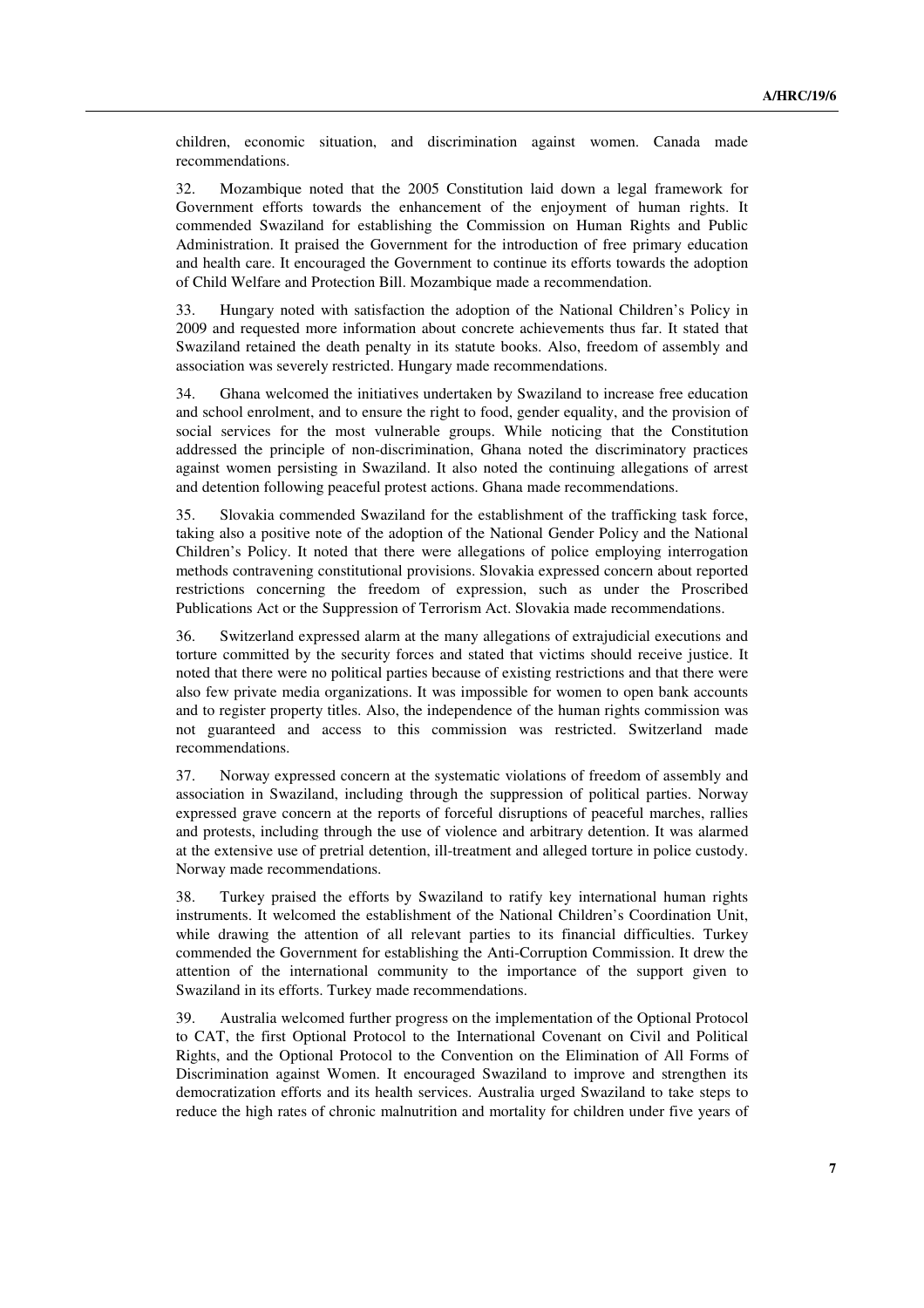children, economic situation, and discrimination against women. Canada made recommendations.

32. Mozambique noted that the 2005 Constitution laid down a legal framework for Government efforts towards the enhancement of the enjoyment of human rights. It commended Swaziland for establishing the Commission on Human Rights and Public Administration. It praised the Government for the introduction of free primary education and health care. It encouraged the Government to continue its efforts towards the adoption of Child Welfare and Protection Bill. Mozambique made a recommendation.

33. Hungary noted with satisfaction the adoption of the National Children's Policy in 2009 and requested more information about concrete achievements thus far. It stated that Swaziland retained the death penalty in its statute books. Also, freedom of assembly and association was severely restricted. Hungary made recommendations.

34. Ghana welcomed the initiatives undertaken by Swaziland to increase free education and school enrolment, and to ensure the right to food, gender equality, and the provision of social services for the most vulnerable groups. While noticing that the Constitution addressed the principle of non-discrimination, Ghana noted the discriminatory practices against women persisting in Swaziland. It also noted the continuing allegations of arrest and detention following peaceful protest actions. Ghana made recommendations.

35. Slovakia commended Swaziland for the establishment of the trafficking task force, taking also a positive note of the adoption of the National Gender Policy and the National Children's Policy. It noted that there were allegations of police employing interrogation methods contravening constitutional provisions. Slovakia expressed concern about reported restrictions concerning the freedom of expression, such as under the Proscribed Publications Act or the Suppression of Terrorism Act. Slovakia made recommendations.

36. Switzerland expressed alarm at the many allegations of extrajudicial executions and torture committed by the security forces and stated that victims should receive justice. It noted that there were no political parties because of existing restrictions and that there were also few private media organizations. It was impossible for women to open bank accounts and to register property titles. Also, the independence of the human rights commission was not guaranteed and access to this commission was restricted. Switzerland made recommendations.

37. Norway expressed concern at the systematic violations of freedom of assembly and association in Swaziland, including through the suppression of political parties. Norway expressed grave concern at the reports of forceful disruptions of peaceful marches, rallies and protests, including through the use of violence and arbitrary detention. It was alarmed at the extensive use of pretrial detention, ill-treatment and alleged torture in police custody. Norway made recommendations.

38. Turkey praised the efforts by Swaziland to ratify key international human rights instruments. It welcomed the establishment of the National Children's Coordination Unit, while drawing the attention of all relevant parties to its financial difficulties. Turkey commended the Government for establishing the Anti-Corruption Commission. It drew the attention of the international community to the importance of the support given to Swaziland in its efforts. Turkey made recommendations.

39. Australia welcomed further progress on the implementation of the Optional Protocol to CAT, the first Optional Protocol to the International Covenant on Civil and Political Rights, and the Optional Protocol to the Convention on the Elimination of All Forms of Discrimination against Women. It encouraged Swaziland to improve and strengthen its democratization efforts and its health services. Australia urged Swaziland to take steps to reduce the high rates of chronic malnutrition and mortality for children under five years of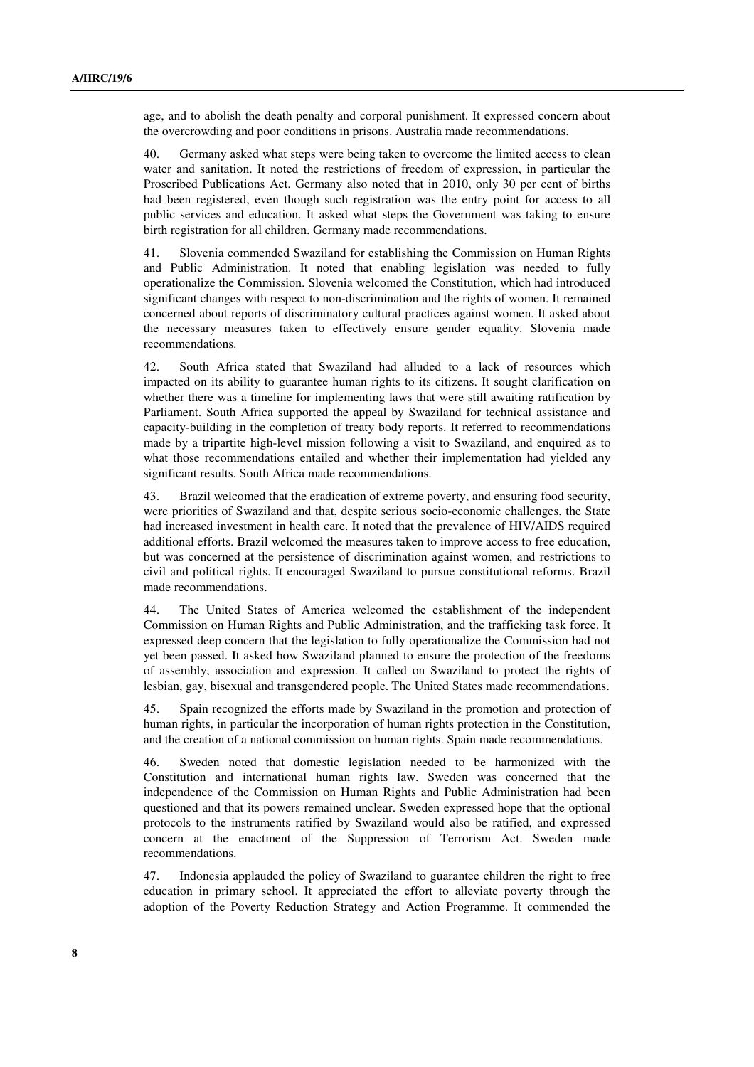age, and to abolish the death penalty and corporal punishment. It expressed concern about the overcrowding and poor conditions in prisons. Australia made recommendations.

40. Germany asked what steps were being taken to overcome the limited access to clean water and sanitation. It noted the restrictions of freedom of expression, in particular the Proscribed Publications Act. Germany also noted that in 2010, only 30 per cent of births had been registered, even though such registration was the entry point for access to all public services and education. It asked what steps the Government was taking to ensure birth registration for all children. Germany made recommendations.

41. Slovenia commended Swaziland for establishing the Commission on Human Rights and Public Administration. It noted that enabling legislation was needed to fully operationalize the Commission. Slovenia welcomed the Constitution, which had introduced significant changes with respect to non-discrimination and the rights of women. It remained concerned about reports of discriminatory cultural practices against women. It asked about the necessary measures taken to effectively ensure gender equality. Slovenia made recommendations.

42. South Africa stated that Swaziland had alluded to a lack of resources which impacted on its ability to guarantee human rights to its citizens. It sought clarification on whether there was a timeline for implementing laws that were still awaiting ratification by Parliament. South Africa supported the appeal by Swaziland for technical assistance and capacity-building in the completion of treaty body reports. It referred to recommendations made by a tripartite high-level mission following a visit to Swaziland, and enquired as to what those recommendations entailed and whether their implementation had yielded any significant results. South Africa made recommendations.

43. Brazil welcomed that the eradication of extreme poverty, and ensuring food security, were priorities of Swaziland and that, despite serious socio-economic challenges, the State had increased investment in health care. It noted that the prevalence of HIV/AIDS required additional efforts. Brazil welcomed the measures taken to improve access to free education, but was concerned at the persistence of discrimination against women, and restrictions to civil and political rights. It encouraged Swaziland to pursue constitutional reforms. Brazil made recommendations.

44. The United States of America welcomed the establishment of the independent Commission on Human Rights and Public Administration, and the trafficking task force. It expressed deep concern that the legislation to fully operationalize the Commission had not yet been passed. It asked how Swaziland planned to ensure the protection of the freedoms of assembly, association and expression. It called on Swaziland to protect the rights of lesbian, gay, bisexual and transgendered people. The United States made recommendations.

45. Spain recognized the efforts made by Swaziland in the promotion and protection of human rights, in particular the incorporation of human rights protection in the Constitution, and the creation of a national commission on human rights. Spain made recommendations.

46. Sweden noted that domestic legislation needed to be harmonized with the Constitution and international human rights law. Sweden was concerned that the independence of the Commission on Human Rights and Public Administration had been questioned and that its powers remained unclear. Sweden expressed hope that the optional protocols to the instruments ratified by Swaziland would also be ratified, and expressed concern at the enactment of the Suppression of Terrorism Act. Sweden made recommendations.

47. Indonesia applauded the policy of Swaziland to guarantee children the right to free education in primary school. It appreciated the effort to alleviate poverty through the adoption of the Poverty Reduction Strategy and Action Programme. It commended the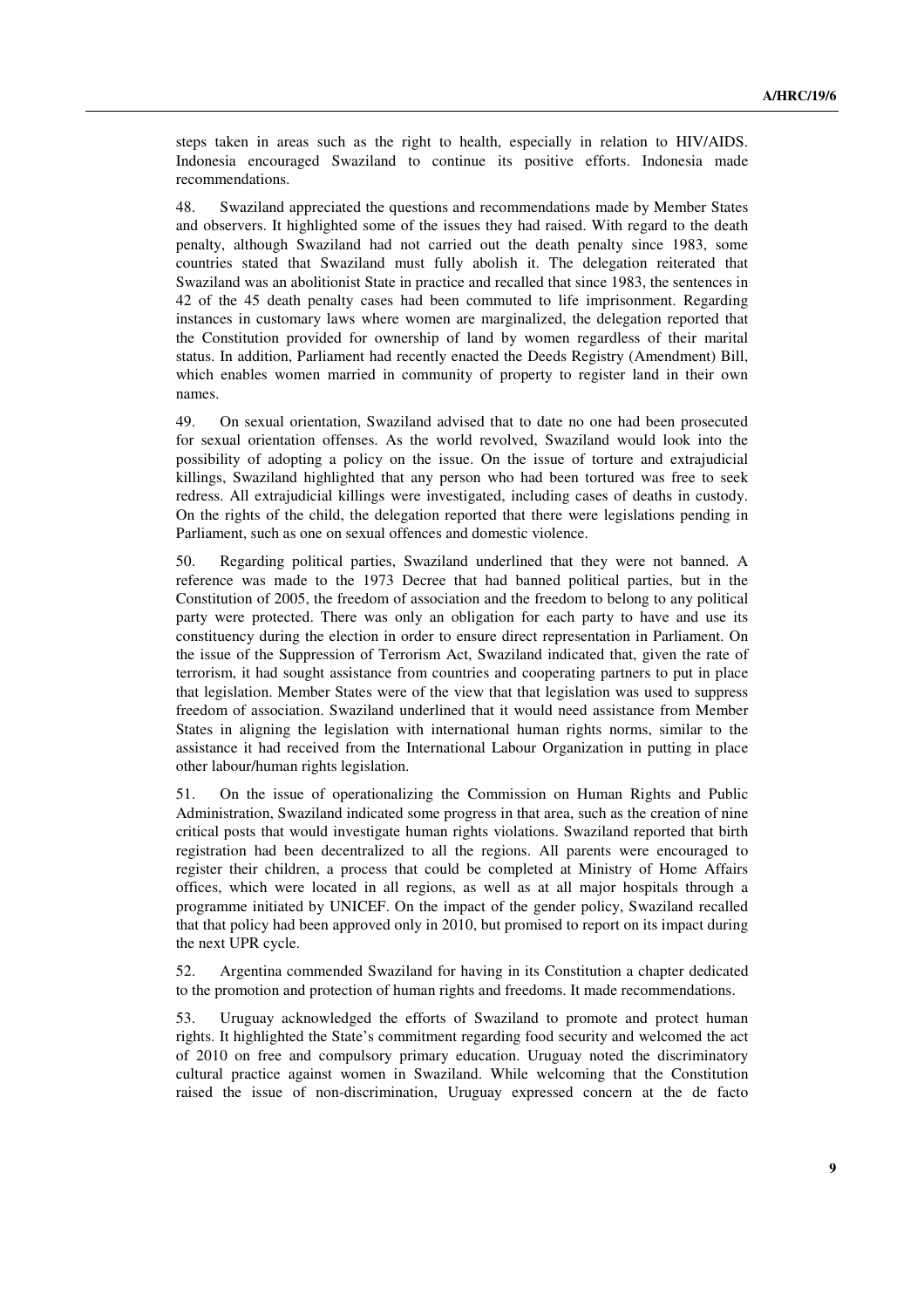steps taken in areas such as the right to health, especially in relation to HIV/AIDS. Indonesia encouraged Swaziland to continue its positive efforts. Indonesia made recommendations.

48. Swaziland appreciated the questions and recommendations made by Member States and observers. It highlighted some of the issues they had raised. With regard to the death penalty, although Swaziland had not carried out the death penalty since 1983, some countries stated that Swaziland must fully abolish it. The delegation reiterated that Swaziland was an abolitionist State in practice and recalled that since 1983, the sentences in 42 of the 45 death penalty cases had been commuted to life imprisonment. Regarding instances in customary laws where women are marginalized, the delegation reported that the Constitution provided for ownership of land by women regardless of their marital status. In addition, Parliament had recently enacted the Deeds Registry (Amendment) Bill, which enables women married in community of property to register land in their own names.

49. On sexual orientation, Swaziland advised that to date no one had been prosecuted for sexual orientation offenses. As the world revolved, Swaziland would look into the possibility of adopting a policy on the issue. On the issue of torture and extrajudicial killings, Swaziland highlighted that any person who had been tortured was free to seek redress. All extrajudicial killings were investigated, including cases of deaths in custody. On the rights of the child, the delegation reported that there were legislations pending in Parliament, such as one on sexual offences and domestic violence.

50. Regarding political parties, Swaziland underlined that they were not banned. A reference was made to the 1973 Decree that had banned political parties, but in the Constitution of 2005, the freedom of association and the freedom to belong to any political party were protected. There was only an obligation for each party to have and use its constituency during the election in order to ensure direct representation in Parliament. On the issue of the Suppression of Terrorism Act, Swaziland indicated that, given the rate of terrorism, it had sought assistance from countries and cooperating partners to put in place that legislation. Member States were of the view that that legislation was used to suppress freedom of association. Swaziland underlined that it would need assistance from Member States in aligning the legislation with international human rights norms, similar to the assistance it had received from the International Labour Organization in putting in place other labour/human rights legislation.

51. On the issue of operationalizing the Commission on Human Rights and Public Administration, Swaziland indicated some progress in that area, such as the creation of nine critical posts that would investigate human rights violations. Swaziland reported that birth registration had been decentralized to all the regions. All parents were encouraged to register their children, a process that could be completed at Ministry of Home Affairs offices, which were located in all regions, as well as at all major hospitals through a programme initiated by UNICEF. On the impact of the gender policy, Swaziland recalled that that policy had been approved only in 2010, but promised to report on its impact during the next UPR cycle.

52. Argentina commended Swaziland for having in its Constitution a chapter dedicated to the promotion and protection of human rights and freedoms. It made recommendations.

53. Uruguay acknowledged the efforts of Swaziland to promote and protect human rights. It highlighted the State's commitment regarding food security and welcomed the act of 2010 on free and compulsory primary education. Uruguay noted the discriminatory cultural practice against women in Swaziland. While welcoming that the Constitution raised the issue of non-discrimination, Uruguay expressed concern at the de facto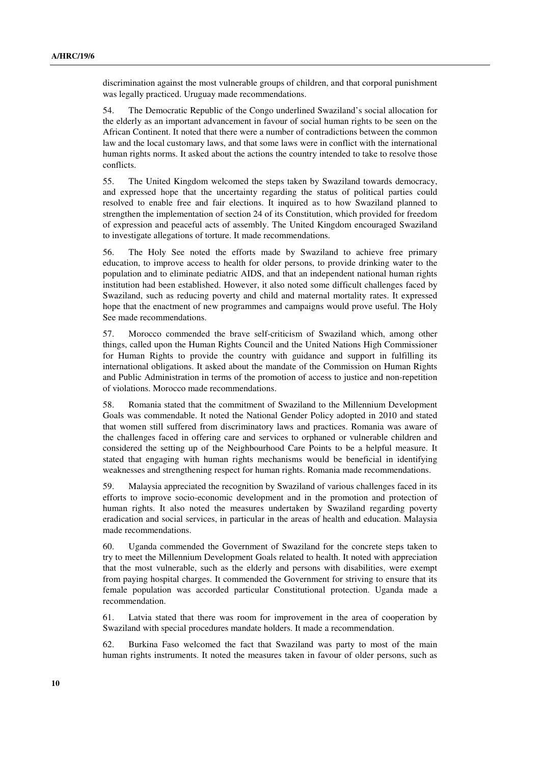discrimination against the most vulnerable groups of children, and that corporal punishment was legally practiced. Uruguay made recommendations.

54. The Democratic Republic of the Congo underlined Swaziland's social allocation for the elderly as an important advancement in favour of social human rights to be seen on the African Continent. It noted that there were a number of contradictions between the common law and the local customary laws, and that some laws were in conflict with the international human rights norms. It asked about the actions the country intended to take to resolve those conflicts.

55. The United Kingdom welcomed the steps taken by Swaziland towards democracy, and expressed hope that the uncertainty regarding the status of political parties could resolved to enable free and fair elections. It inquired as to how Swaziland planned to strengthen the implementation of section 24 of its Constitution, which provided for freedom of expression and peaceful acts of assembly. The United Kingdom encouraged Swaziland to investigate allegations of torture. It made recommendations.

56. The Holy See noted the efforts made by Swaziland to achieve free primary education, to improve access to health for older persons, to provide drinking water to the population and to eliminate pediatric AIDS, and that an independent national human rights institution had been established. However, it also noted some difficult challenges faced by Swaziland, such as reducing poverty and child and maternal mortality rates. It expressed hope that the enactment of new programmes and campaigns would prove useful. The Holy See made recommendations.

57. Morocco commended the brave self-criticism of Swaziland which, among other things, called upon the Human Rights Council and the United Nations High Commissioner for Human Rights to provide the country with guidance and support in fulfilling its international obligations. It asked about the mandate of the Commission on Human Rights and Public Administration in terms of the promotion of access to justice and non-repetition of violations. Morocco made recommendations.

58. Romania stated that the commitment of Swaziland to the Millennium Development Goals was commendable. It noted the National Gender Policy adopted in 2010 and stated that women still suffered from discriminatory laws and practices. Romania was aware of the challenges faced in offering care and services to orphaned or vulnerable children and considered the setting up of the Neighbourhood Care Points to be a helpful measure. It stated that engaging with human rights mechanisms would be beneficial in identifying weaknesses and strengthening respect for human rights. Romania made recommendations.

59. Malaysia appreciated the recognition by Swaziland of various challenges faced in its efforts to improve socio-economic development and in the promotion and protection of human rights. It also noted the measures undertaken by Swaziland regarding poverty eradication and social services, in particular in the areas of health and education. Malaysia made recommendations.

60. Uganda commended the Government of Swaziland for the concrete steps taken to try to meet the Millennium Development Goals related to health. It noted with appreciation that the most vulnerable, such as the elderly and persons with disabilities, were exempt from paying hospital charges. It commended the Government for striving to ensure that its female population was accorded particular Constitutional protection. Uganda made a recommendation.

61. Latvia stated that there was room for improvement in the area of cooperation by Swaziland with special procedures mandate holders. It made a recommendation.

62. Burkina Faso welcomed the fact that Swaziland was party to most of the main human rights instruments. It noted the measures taken in favour of older persons, such as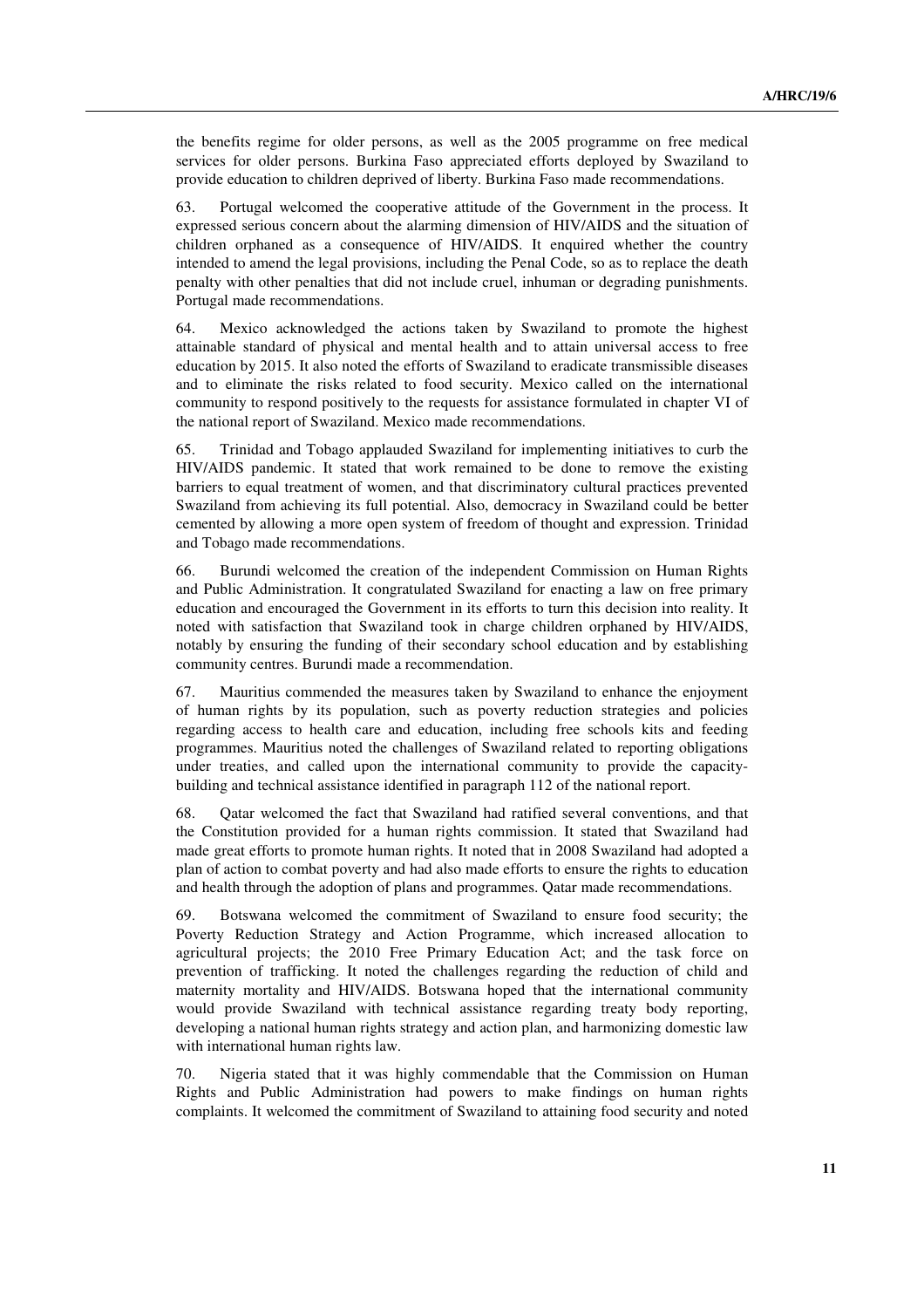the benefits regime for older persons, as well as the 2005 programme on free medical services for older persons. Burkina Faso appreciated efforts deployed by Swaziland to provide education to children deprived of liberty. Burkina Faso made recommendations.

63. Portugal welcomed the cooperative attitude of the Government in the process. It expressed serious concern about the alarming dimension of HIV/AIDS and the situation of children orphaned as a consequence of HIV/AIDS. It enquired whether the country intended to amend the legal provisions, including the Penal Code, so as to replace the death penalty with other penalties that did not include cruel, inhuman or degrading punishments. Portugal made recommendations.

64. Mexico acknowledged the actions taken by Swaziland to promote the highest attainable standard of physical and mental health and to attain universal access to free education by 2015. It also noted the efforts of Swaziland to eradicate transmissible diseases and to eliminate the risks related to food security. Mexico called on the international community to respond positively to the requests for assistance formulated in chapter VI of the national report of Swaziland. Mexico made recommendations.

65. Trinidad and Tobago applauded Swaziland for implementing initiatives to curb the HIV/AIDS pandemic. It stated that work remained to be done to remove the existing barriers to equal treatment of women, and that discriminatory cultural practices prevented Swaziland from achieving its full potential. Also, democracy in Swaziland could be better cemented by allowing a more open system of freedom of thought and expression. Trinidad and Tobago made recommendations.

66. Burundi welcomed the creation of the independent Commission on Human Rights and Public Administration. It congratulated Swaziland for enacting a law on free primary education and encouraged the Government in its efforts to turn this decision into reality. It noted with satisfaction that Swaziland took in charge children orphaned by HIV/AIDS, notably by ensuring the funding of their secondary school education and by establishing community centres. Burundi made a recommendation.

67. Mauritius commended the measures taken by Swaziland to enhance the enjoyment of human rights by its population, such as poverty reduction strategies and policies regarding access to health care and education, including free schools kits and feeding programmes. Mauritius noted the challenges of Swaziland related to reporting obligations under treaties, and called upon the international community to provide the capacity-building and technical assistance identified in paragraph 112 of the national report.

68. Qatar welcomed the fact that Swaziland had ratified several conventions, and that the Constitution provided for a human rights commission. It stated that Swaziland had made great efforts to promote human rights. It noted that in 2008 Swaziland had adopted a plan of action to combat poverty and had also made efforts to ensure the rights to education and health through the adoption of plans and programmes. Qatar made recommendations.

69. Botswana welcomed the commitment of Swaziland to ensure food security; the Poverty Reduction Strategy and Action Programme, which increased allocation to agricultural projects; the 2010 Free Primary Education Act; and the task force on prevention of trafficking. It noted the challenges regarding the reduction of child and maternity mortality and HIV/AIDS. Botswana hoped that the international community would provide Swaziland with technical assistance regarding treaty body reporting, developing a national human rights strategy and action plan, and harmonizing domestic law with international human rights law.

70. Nigeria stated that it was highly commendable that the Commission on Human Rights and Public Administration had powers to make findings on human rights complaints. It welcomed the commitment of Swaziland to attaining food security and noted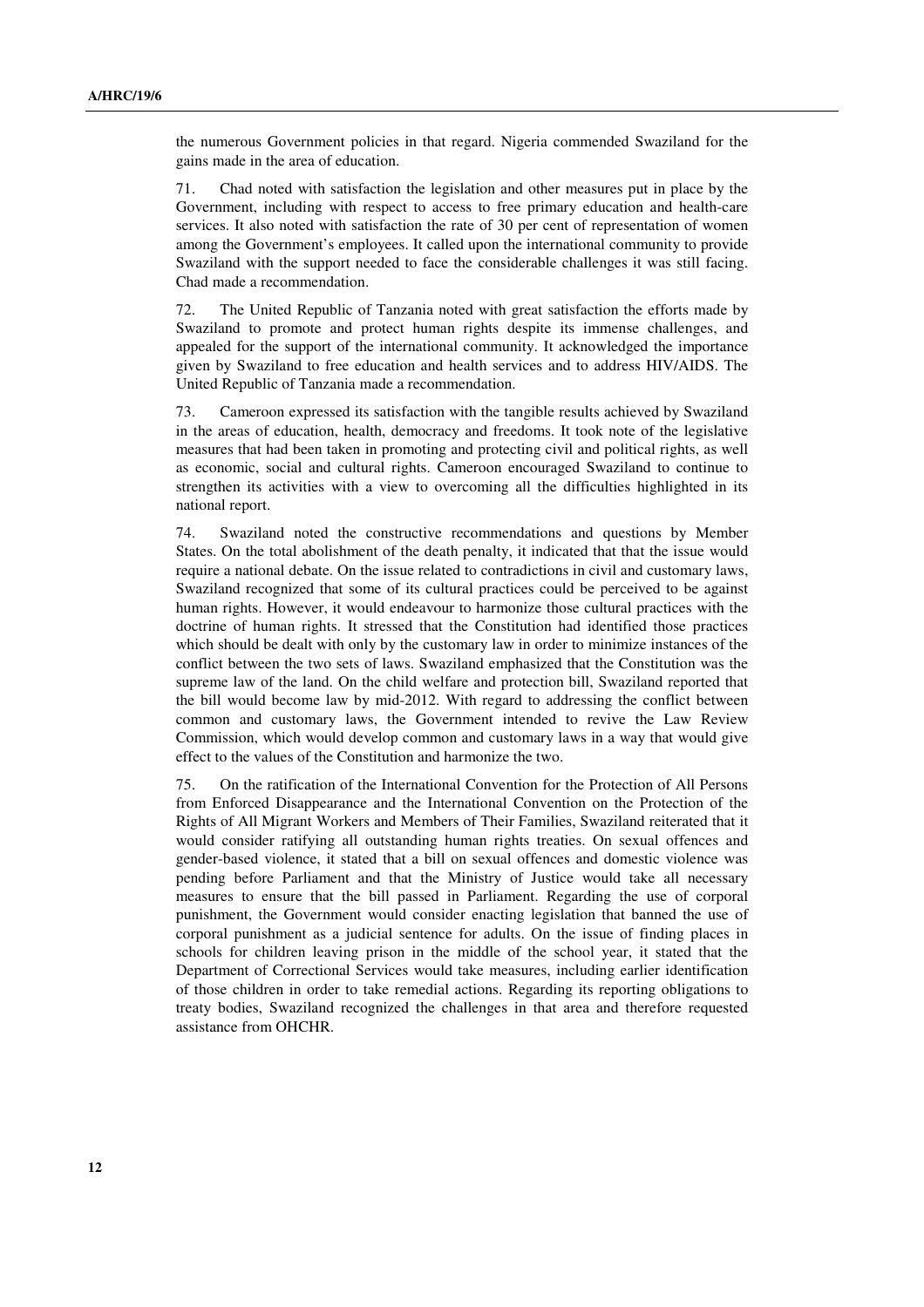the numerous Government policies in that regard. Nigeria commended Swaziland for the gains made in the area of education.

71. Chad noted with satisfaction the legislation and other measures put in place by the Government, including with respect to access to free primary education and health-care services. It also noted with satisfaction the rate of 30 per cent of representation of women among the Government's employees. It called upon the international community to provide Swaziland with the support needed to face the considerable challenges it was still facing. Chad made a recommendation.

72. The United Republic of Tanzania noted with great satisfaction the efforts made by Swaziland to promote and protect human rights despite its immense challenges, and appealed for the support of the international community. It acknowledged the importance given by Swaziland to free education and health services and to address HIV/AIDS. The United Republic of Tanzania made a recommendation.

73. Cameroon expressed its satisfaction with the tangible results achieved by Swaziland in the areas of education, health, democracy and freedoms. It took note of the legislative measures that had been taken in promoting and protecting civil and political rights, as well as economic, social and cultural rights. Cameroon encouraged Swaziland to continue to strengthen its activities with a view to overcoming all the difficulties highlighted in its national report.

74. Swaziland noted the constructive recommendations and questions by Member States. On the total abolishment of the death penalty, it indicated that that the issue would require a national debate. On the issue related to contradictions in civil and customary laws, Swaziland recognized that some of its cultural practices could be perceived to be against human rights. However, it would endeavour to harmonize those cultural practices with the doctrine of human rights. It stressed that the Constitution had identified those practices which should be dealt with only by the customary law in order to minimize instances of the conflict between the two sets of laws. Swaziland emphasized that the Constitution was the supreme law of the land. On the child welfare and protection bill, Swaziland reported that the bill would become law by mid-2012. With regard to addressing the conflict between common and customary laws, the Government intended to revive the Law Review Commission, which would develop common and customary laws in a way that would give effect to the values of the Constitution and harmonize the two.

75. On the ratification of the International Convention for the Protection of All Persons from Enforced Disappearance and the International Convention on the Protection of the Rights of All Migrant Workers and Members of Their Families, Swaziland reiterated that it would consider ratifying all outstanding human rights treaties. On sexual offences and gender-based violence, it stated that a bill on sexual offences and domestic violence was pending before Parliament and that the Ministry of Justice would take all necessary measures to ensure that the bill passed in Parliament. Regarding the use of corporal punishment, the Government would consider enacting legislation that banned the use of corporal punishment as a judicial sentence for adults. On the issue of finding places in schools for children leaving prison in the middle of the school year, it stated that the Department of Correctional Services would take measures, including earlier identification of those children in order to take remedial actions. Regarding its reporting obligations to treaty bodies, Swaziland recognized the challenges in that area and therefore requested assistance from OHCHR.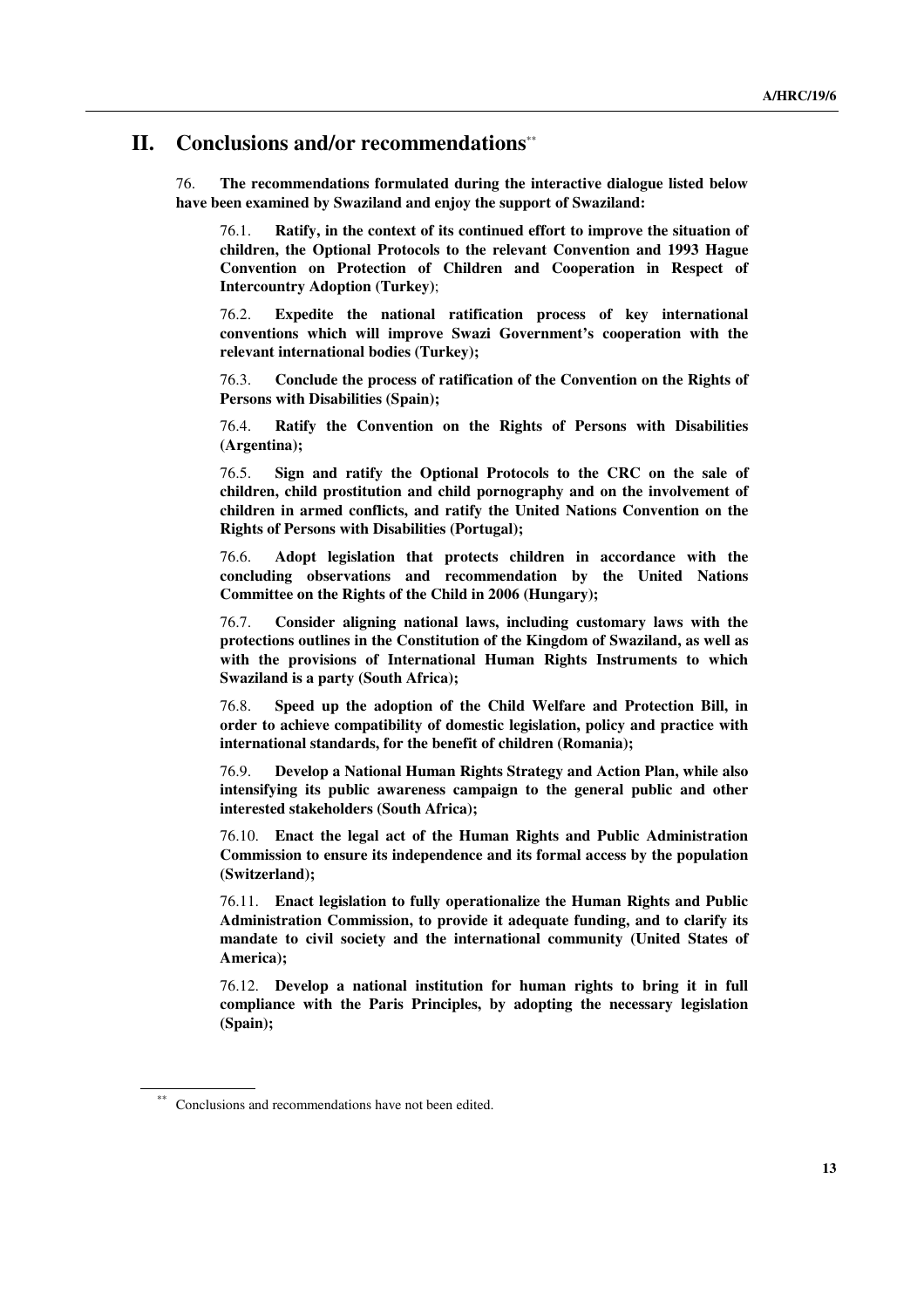## II. Conclusions and/or recommendations[**]

76. **The recommendations formulated during the interactive dialogue listed below have been examined by Swaziland and enjoy the support of Swaziland:**

76.1. **Ratify, in the context of its continued effort to improve the situation of children, the Optional Protocols to the relevant Convention and 1993 Hague Convention on Protection of Children and Cooperation in Respect of Intercountry Adoption (Turkey)**;

76.2. **Expedite the national ratification process of key international conventions which will improve Swazi Government's cooperation with the relevant international bodies (Turkey);**

76.3. **Conclude the process of ratification of the Convention on the Rights of Persons with Disabilities (Spain);**

76.4. **Ratify the Convention on the Rights of Persons with Disabilities (Argentina);**

76.5. **Sign and ratify the Optional Protocols to the CRC on the sale of children, child prostitution and child pornography and on the involvement of children in armed conflicts, and ratify the United Nations Convention on the Rights of Persons with Disabilities (Portugal);**

76.6. **Adopt legislation that protects children in accordance with the concluding observations and recommendation by the United Nations Committee on the Rights of the Child in 2006 (Hungary);**

76.7. **Consider aligning national laws, including customary laws with the protections outlines in the Constitution of the Kingdom of Swaziland, as well as with the provisions of International Human Rights Instruments to which Swaziland is a party (South Africa);**

76.8. **Speed up the adoption of the Child Welfare and Protection Bill, in order to achieve compatibility of domestic legislation, policy and practice with international standards, for the benefit of children (Romania);**

76.9. **Develop a National Human Rights Strategy and Action Plan, while also intensifying its public awareness campaign to the general public and other interested stakeholders (South Africa);**

76.10. **Enact the legal act of the Human Rights and Public Administration Commission to ensure its independence and its formal access by the population (Switzerland);**

76.11. **Enact legislation to fully operationalize the Human Rights and Public Administration Commission, to provide it adequate funding, and to clarify its mandate to civil society and the international community (United States of America);**

76.12. **Develop a national institution for human rights to bring it in full compliance with the Paris Principles, by adopting the necessary legislation (Spain);**

[**] Conclusions and recommendations have not been edited.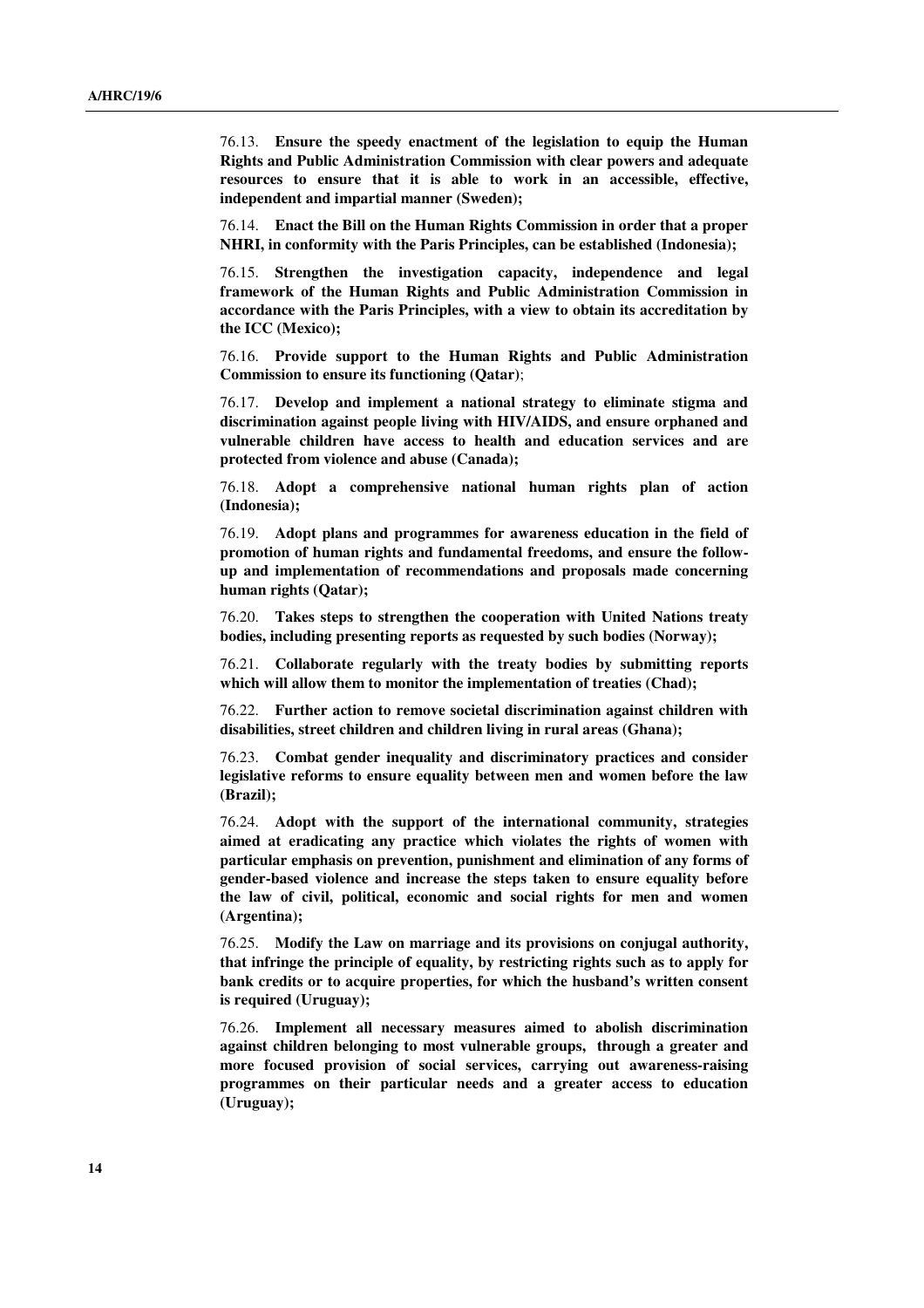76.13. **Ensure the speedy enactment of the legislation to equip the Human Rights and Public Administration Commission with clear powers and adequate resources to ensure that it is able to work in an accessible, effective, independent and impartial manner (Sweden);**

76.14. **Enact the Bill on the Human Rights Commission in order that a proper NHRI, in conformity with the Paris Principles, can be established (Indonesia);**

76.15. **Strengthen the investigation capacity, independence and legal framework of the Human Rights and Public Administration Commission in accordance with the Paris Principles, with a view to obtain its accreditation by the ICC (Mexico);**

76.16. **Provide support to the Human Rights and Public Administration Commission to ensure its functioning (Qatar)**;

76.17. **Develop and implement a national strategy to eliminate stigma and discrimination against people living with HIV/AIDS, and ensure orphaned and vulnerable children have access to health and education services and are protected from violence and abuse (Canada);**

76.18. **Adopt a comprehensive national human rights plan of action (Indonesia);**

76.19. **Adopt plans and programmes for awareness education in the field of promotion of human rights and fundamental freedoms, and ensure the follow-up and implementation of recommendations and proposals made concerning human rights (Qatar);**

76.20. **Takes steps to strengthen the cooperation with United Nations treaty bodies, including presenting reports as requested by such bodies (Norway);**

76.21. **Collaborate regularly with the treaty bodies by submitting reports which will allow them to monitor the implementation of treaties (Chad);**

76.22. **Further action to remove societal discrimination against children with disabilities, street children and children living in rural areas (Ghana);**

76.23. **Combat gender inequality and discriminatory practices and consider legislative reforms to ensure equality between men and women before the law (Brazil);**

76.24. **Adopt with the support of the international community, strategies aimed at eradicating any practice which violates the rights of women with particular emphasis on prevention, punishment and elimination of any forms of gender-based violence and increase the steps taken to ensure equality before the law of civil, political, economic and social rights for men and women (Argentina);**

76.25. **Modify the Law on marriage and its provisions on conjugal authority, that infringe the principle of equality, by restricting rights such as to apply for bank credits or to acquire properties, for which the husband's written consent is required (Uruguay);**

76.26. **Implement all necessary measures aimed to abolish discrimination against children belonging to most vulnerable groups, through a greater and more focused provision of social services, carrying out awareness-raising programmes on their particular needs and a greater access to education (Uruguay);**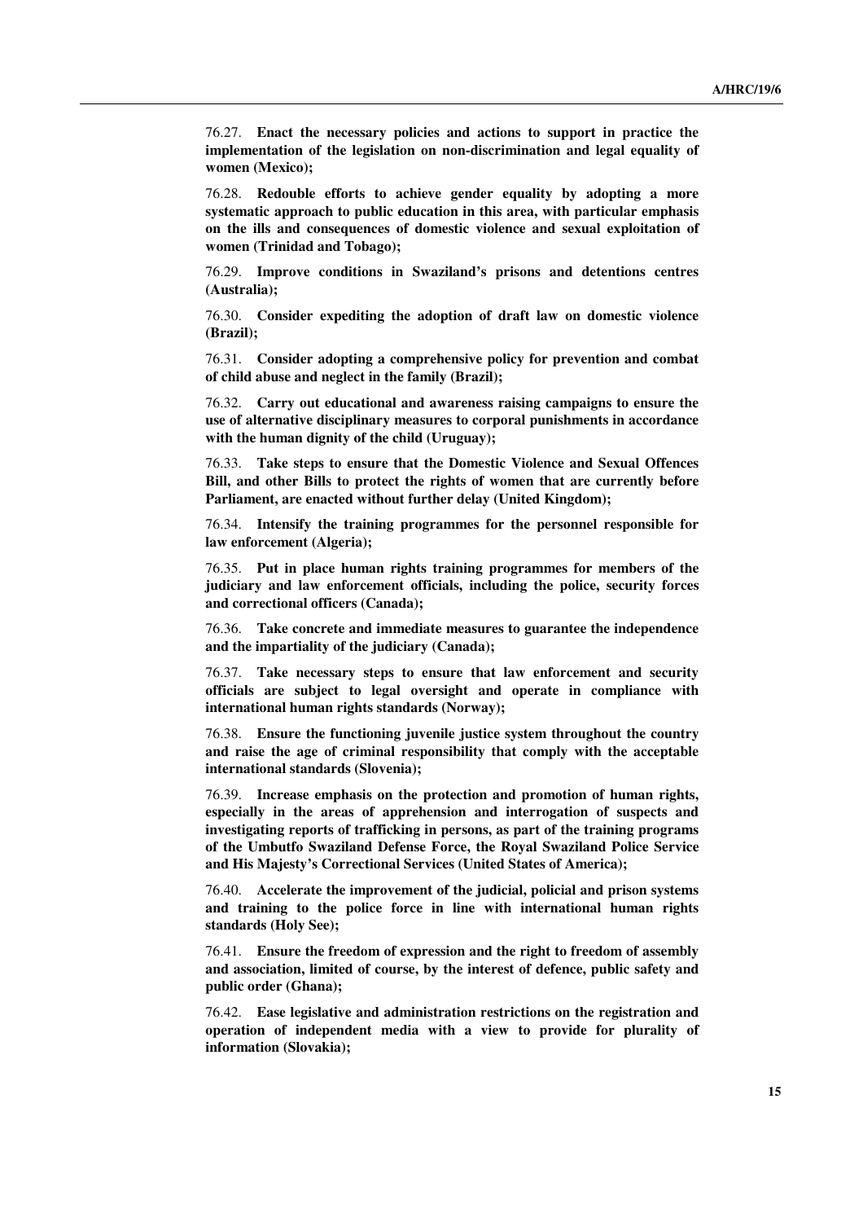76.27. **Enact the necessary policies and actions to support in practice the implementation of the legislation on non-discrimination and legal equality of women (Mexico);**

76.28. **Redouble efforts to achieve gender equality by adopting a more systematic approach to public education in this area, with particular emphasis on the ills and consequences of domestic violence and sexual exploitation of women (Trinidad and Tobago);**

76.29. **Improve conditions in Swaziland's prisons and detentions centres (Australia);**

76.30. **Consider expediting the adoption of draft law on domestic violence (Brazil);**

76.31. **Consider adopting a comprehensive policy for prevention and combat of child abuse and neglect in the family (Brazil);**

76.32. **Carry out educational and awareness raising campaigns to ensure the use of alternative disciplinary measures to corporal punishments in accordance with the human dignity of the child (Uruguay);**

76.33. **Take steps to ensure that the Domestic Violence and Sexual Offences Bill, and other Bills to protect the rights of women that are currently before Parliament, are enacted without further delay (United Kingdom);**

76.34. **Intensify the training programmes for the personnel responsible for law enforcement (Algeria);**

76.35. **Put in place human rights training programmes for members of the judiciary and law enforcement officials, including the police, security forces and correctional officers (Canada);**

76.36. **Take concrete and immediate measures to guarantee the independence and the impartiality of the judiciary (Canada);**

76.37. **Take necessary steps to ensure that law enforcement and security officials are subject to legal oversight and operate in compliance with international human rights standards (Norway);**

76.38. **Ensure the functioning juvenile justice system throughout the country and raise the age of criminal responsibility that comply with the acceptable international standards (Slovenia);**

76.39. **Increase emphasis on the protection and promotion of human rights, especially in the areas of apprehension and interrogation of suspects and investigating reports of trafficking in persons, as part of the training programs of the Umbutfo Swaziland Defense Force, the Royal Swaziland Police Service and His Majesty's Correctional Services (United States of America);**

76.40. **Accelerate the improvement of the judicial, policial and prison systems and training to the police force in line with international human rights standards (Holy See);**

76.41. **Ensure the freedom of expression and the right to freedom of assembly and association, limited of course, by the interest of defence, public safety and public order (Ghana);**

76.42. **Ease legislative and administration restrictions on the registration and operation of independent media with a view to provide for plurality of information (Slovakia);**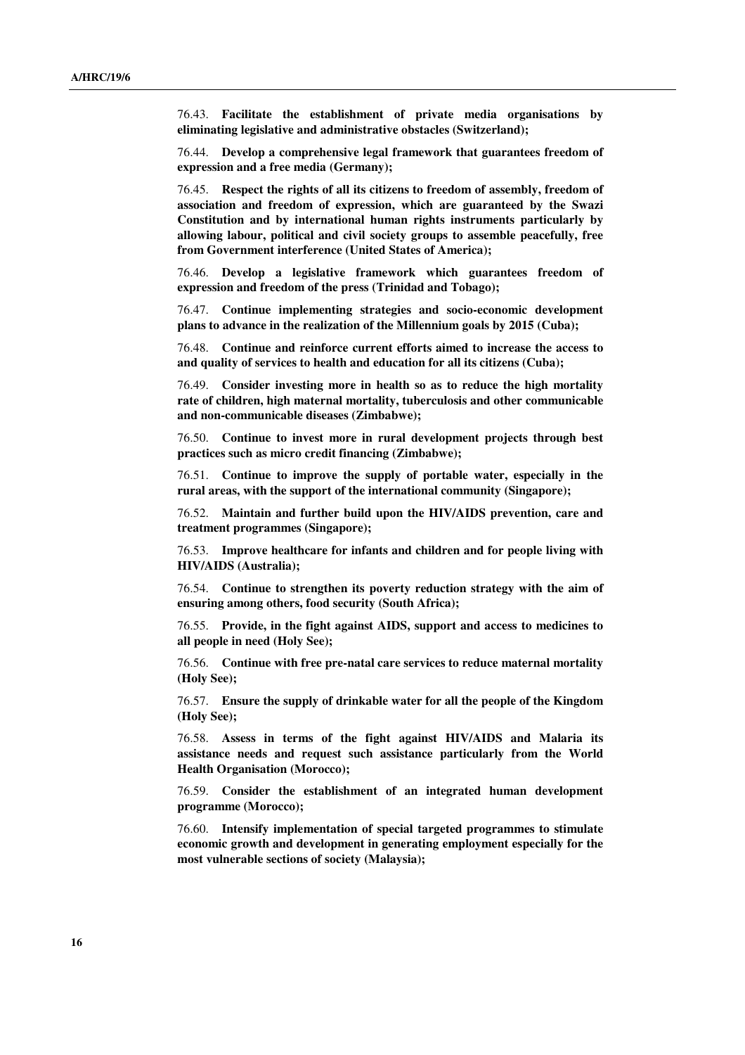76.43. **Facilitate the establishment of private media organisations by eliminating legislative and administrative obstacles (Switzerland);**

76.44. **Develop a comprehensive legal framework that guarantees freedom of expression and a free media (Germany);**

76.45. **Respect the rights of all its citizens to freedom of assembly, freedom of association and freedom of expression, which are guaranteed by the Swazi Constitution and by international human rights instruments particularly by allowing labour, political and civil society groups to assemble peacefully, free from Government interference (United States of America);**

76.46. **Develop a legislative framework which guarantees freedom of expression and freedom of the press (Trinidad and Tobago);**

76.47. **Continue implementing strategies and socio-economic development plans to advance in the realization of the Millennium goals by 2015 (Cuba);**

76.48. **Continue and reinforce current efforts aimed to increase the access to and quality of services to health and education for all its citizens (Cuba);**

76.49. **Consider investing more in health so as to reduce the high mortality rate of children, high maternal mortality, tuberculosis and other communicable and non-communicable diseases (Zimbabwe);**

76.50. **Continue to invest more in rural development projects through best practices such as micro credit financing (Zimbabwe);**

76.51. **Continue to improve the supply of portable water, especially in the rural areas, with the support of the international community (Singapore);**

76.52. **Maintain and further build upon the HIV/AIDS prevention, care and treatment programmes (Singapore);**

76.53. **Improve healthcare for infants and children and for people living with HIV/AIDS (Australia);**

76.54. **Continue to strengthen its poverty reduction strategy with the aim of ensuring among others, food security (South Africa);**

76.55. **Provide, in the fight against AIDS, support and access to medicines to all people in need (Holy See);**

76.56. **Continue with free pre-natal care services to reduce maternal mortality (Holy See);**

76.57. **Ensure the supply of drinkable water for all the people of the Kingdom (Holy See);**

76.58. **Assess in terms of the fight against HIV/AIDS and Malaria its assistance needs and request such assistance particularly from the World Health Organisation (Morocco);**

76.59. **Consider the establishment of an integrated human development programme (Morocco);**

76.60. **Intensify implementation of special targeted programmes to stimulate economic growth and development in generating employment especially for the most vulnerable sections of society (Malaysia);**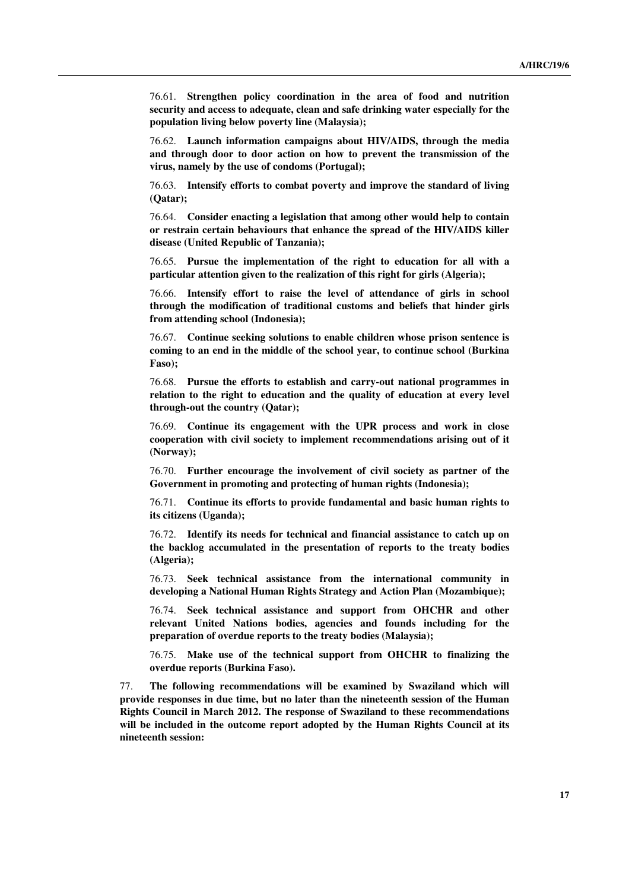76.61. **Strengthen policy coordination in the area of food and nutrition security and access to adequate, clean and safe drinking water especially for the population living below poverty line (Malaysia);**

76.62. **Launch information campaigns about HIV/AIDS, through the media and through door to door action on how to prevent the transmission of the virus, namely by the use of condoms (Portugal);**

76.63. **Intensify efforts to combat poverty and improve the standard of living (Qatar);**

76.64. **Consider enacting a legislation that among other would help to contain or restrain certain behaviours that enhance the spread of the HIV/AIDS killer disease (United Republic of Tanzania);**

76.65. **Pursue the implementation of the right to education for all with a particular attention given to the realization of this right for girls (Algeria);**

76.66. **Intensify effort to raise the level of attendance of girls in school through the modification of traditional customs and beliefs that hinder girls from attending school (Indonesia);**

76.67. **Continue seeking solutions to enable children whose prison sentence is coming to an end in the middle of the school year, to continue school (Burkina Faso);**

76.68. **Pursue the efforts to establish and carry-out national programmes in relation to the right to education and the quality of education at every level through-out the country (Qatar);**

76.69. **Continue its engagement with the UPR process and work in close cooperation with civil society to implement recommendations arising out of it (Norway);**

76.70. **Further encourage the involvement of civil society as partner of the Government in promoting and protecting of human rights (Indonesia);**

76.71. **Continue its efforts to provide fundamental and basic human rights to its citizens (Uganda);**

76.72. **Identify its needs for technical and financial assistance to catch up on the backlog accumulated in the presentation of reports to the treaty bodies (Algeria);**

76.73. **Seek technical assistance from the international community in developing a National Human Rights Strategy and Action Plan (Mozambique);**

76.74. **Seek technical assistance and support from OHCHR and other relevant United Nations bodies, agencies and founds including for the preparation of overdue reports to the treaty bodies (Malaysia);**

76.75. **Make use of the technical support from OHCHR to finalizing the overdue reports (Burkina Faso).**

77. **The following recommendations will be examined by Swaziland which will provide responses in due time, but no later than the nineteenth session of the Human Rights Council in March 2012. The response of Swaziland to these recommendations will be included in the outcome report adopted by the Human Rights Council at its nineteenth session:**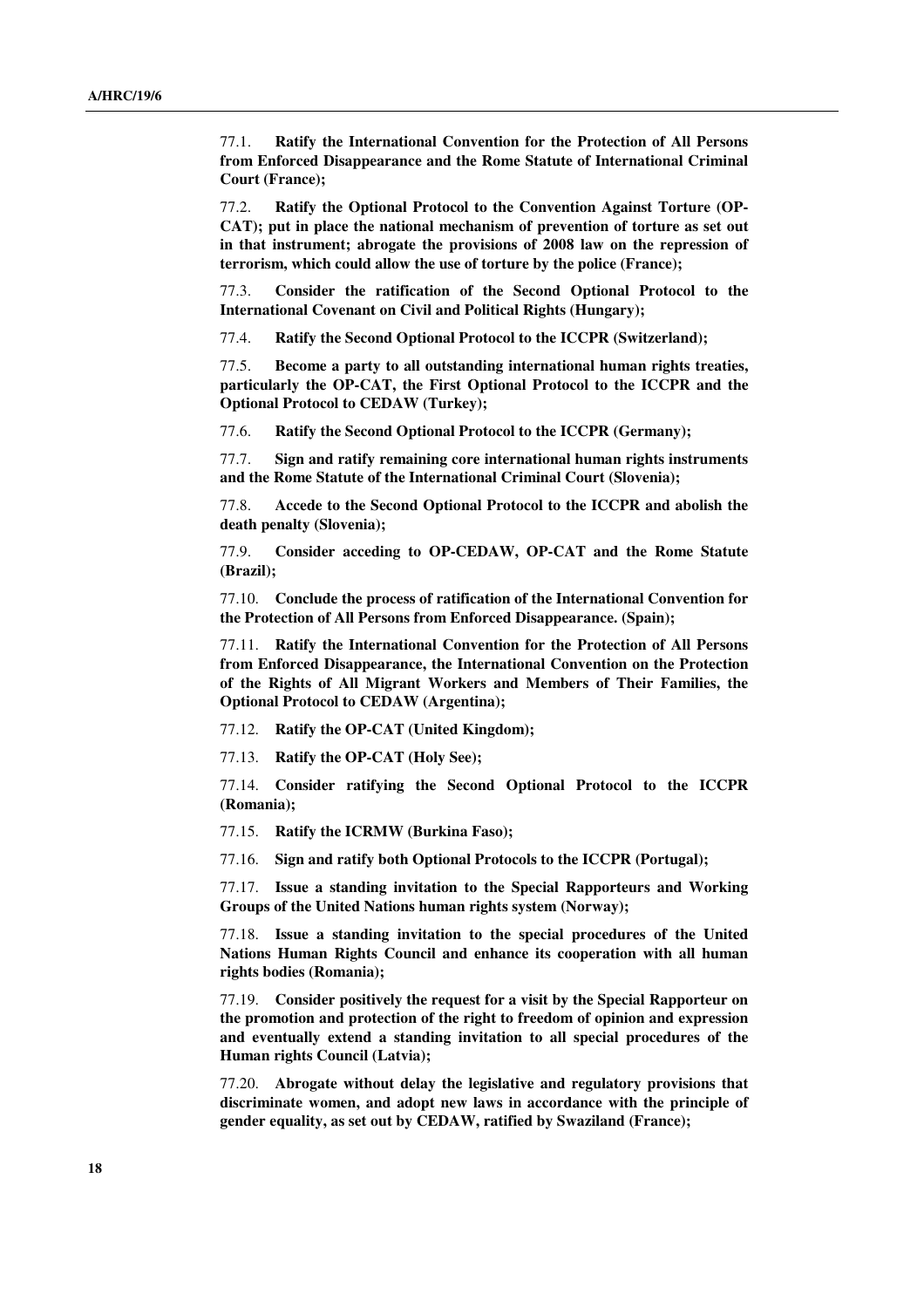77.1. **Ratify the International Convention for the Protection of All Persons from Enforced Disappearance and the Rome Statute of International Criminal Court (France);**

77.2. **Ratify the Optional Protocol to the Convention Against Torture (OP-CAT); put in place the national mechanism of prevention of torture as set out in that instrument; abrogate the provisions of 2008 law on the repression of terrorism, which could allow the use of torture by the police (France);**

77.3. **Consider the ratification of the Second Optional Protocol to the International Covenant on Civil and Political Rights (Hungary);**

77.4. **Ratify the Second Optional Protocol to the ICCPR (Switzerland);**

77.5. **Become a party to all outstanding international human rights treaties, particularly the OP-CAT, the First Optional Protocol to the ICCPR and the Optional Protocol to CEDAW (Turkey);**

77.6. **Ratify the Second Optional Protocol to the ICCPR (Germany);**

77.7. **Sign and ratify remaining core international human rights instruments and the Rome Statute of the International Criminal Court (Slovenia);**

77.8. **Accede to the Second Optional Protocol to the ICCPR and abolish the death penalty (Slovenia);**

77.9. **Consider acceding to OP-CEDAW, OP-CAT and the Rome Statute (Brazil);**

77.10. **Conclude the process of ratification of the International Convention for the Protection of All Persons from Enforced Disappearance. (Spain);**

77.11. **Ratify the International Convention for the Protection of All Persons from Enforced Disappearance, the International Convention on the Protection of the Rights of All Migrant Workers and Members of Their Families, the Optional Protocol to CEDAW (Argentina);**

77.12. **Ratify the OP-CAT (United Kingdom);**

77.13. **Ratify the OP-CAT (Holy See);**

77.14. **Consider ratifying the Second Optional Protocol to the ICCPR (Romania);**

77.15. **Ratify the ICRMW (Burkina Faso);**

77.16. **Sign and ratify both Optional Protocols to the ICCPR (Portugal);**

77.17. **Issue a standing invitation to the Special Rapporteurs and Working Groups of the United Nations human rights system (Norway);**

77.18. **Issue a standing invitation to the special procedures of the United Nations Human Rights Council and enhance its cooperation with all human rights bodies (Romania);**

77.19. **Consider positively the request for a visit by the Special Rapporteur on the promotion and protection of the right to freedom of opinion and expression and eventually extend a standing invitation to all special procedures of the Human rights Council (Latvia);**

77.20. **Abrogate without delay the legislative and regulatory provisions that discriminate women, and adopt new laws in accordance with the principle of gender equality, as set out by CEDAW, ratified by Swaziland (France);**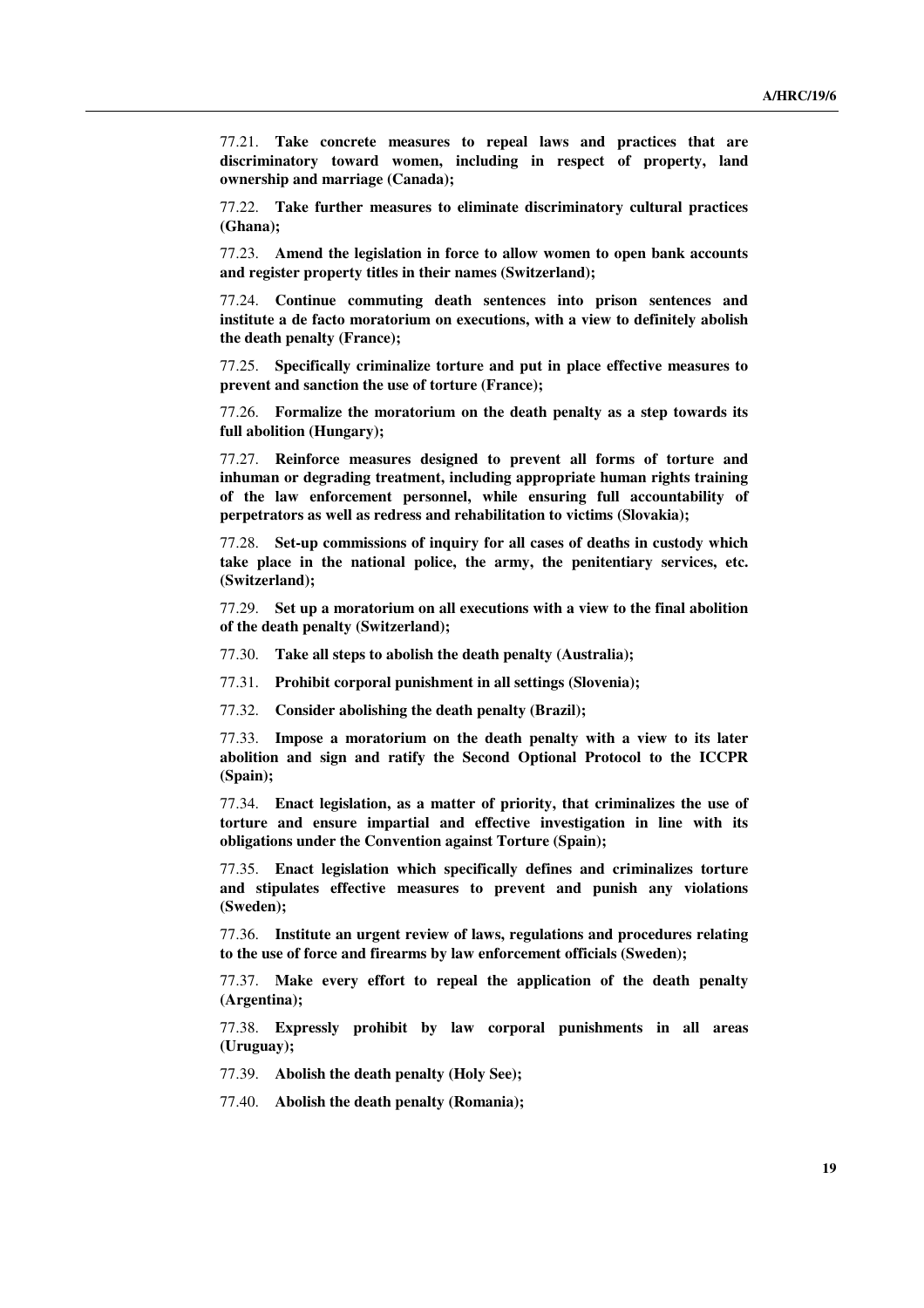77.21. **Take concrete measures to repeal laws and practices that are discriminatory toward women, including in respect of property, land ownership and marriage (Canada);**

77.22. **Take further measures to eliminate discriminatory cultural practices (Ghana);**

77.23. **Amend the legislation in force to allow women to open bank accounts and register property titles in their names (Switzerland);**

77.24. **Continue commuting death sentences into prison sentences and institute a de facto moratorium on executions, with a view to definitely abolish the death penalty (France);**

77.25. **Specifically criminalize torture and put in place effective measures to prevent and sanction the use of torture (France);**

77.26. **Formalize the moratorium on the death penalty as a step towards its full abolition (Hungary);**

77.27. **Reinforce measures designed to prevent all forms of torture and inhuman or degrading treatment, including appropriate human rights training of the law enforcement personnel, while ensuring full accountability of perpetrators as well as redress and rehabilitation to victims (Slovakia);**

77.28. **Set-up commissions of inquiry for all cases of deaths in custody which take place in the national police, the army, the penitentiary services, etc. (Switzerland);**

77.29. **Set up a moratorium on all executions with a view to the final abolition of the death penalty (Switzerland);**

77.30. **Take all steps to abolish the death penalty (Australia);**

77.31. **Prohibit corporal punishment in all settings (Slovenia);**

77.32. **Consider abolishing the death penalty (Brazil);**

77.33. **Impose a moratorium on the death penalty with a view to its later abolition and sign and ratify the Second Optional Protocol to the ICCPR (Spain);**

77.34. **Enact legislation, as a matter of priority, that criminalizes the use of torture and ensure impartial and effective investigation in line with its obligations under the Convention against Torture (Spain);**

77.35. **Enact legislation which specifically defines and criminalizes torture and stipulates effective measures to prevent and punish any violations (Sweden);**

77.36. **Institute an urgent review of laws, regulations and procedures relating to the use of force and firearms by law enforcement officials (Sweden);**

77.37. **Make every effort to repeal the application of the death penalty (Argentina);**

77.38. **Expressly prohibit by law corporal punishments in all areas (Uruguay);**

77.39. **Abolish the death penalty (Holy See);**

77.40. **Abolish the death penalty (Romania);**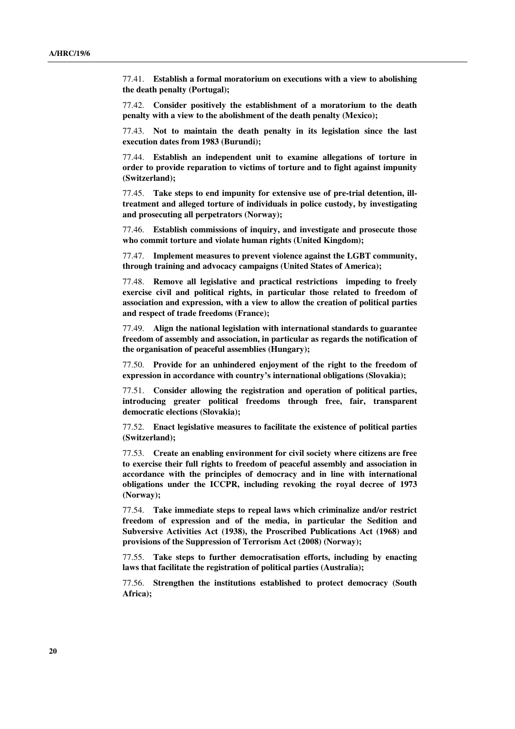77.41. **Establish a formal moratorium on executions with a view to abolishing the death penalty (Portugal);**

77.42. **Consider positively the establishment of a moratorium to the death penalty with a view to the abolishment of the death penalty (Mexico);**

77.43. **Not to maintain the death penalty in its legislation since the last execution dates from 1983 (Burundi);**

77.44. **Establish an independent unit to examine allegations of torture in order to provide reparation to victims of torture and to fight against impunity (Switzerland);**

77.45. **Take steps to end impunity for extensive use of pre-trial detention, ill-treatment and alleged torture of individuals in police custody, by investigating and prosecuting all perpetrators (Norway);**

77.46. **Establish commissions of inquiry, and investigate and prosecute those who commit torture and violate human rights (United Kingdom);**

77.47. **Implement measures to prevent violence against the LGBT community, through training and advocacy campaigns (United States of America);**

77.48. **Remove all legislative and practical restrictions impeding to freely exercise civil and political rights, in particular those related to freedom of association and expression, with a view to allow the creation of political parties and respect of trade freedoms (France);**

77.49. **Align the national legislation with international standards to guarantee freedom of assembly and association, in particular as regards the notification of the organisation of peaceful assemblies (Hungary);**

77.50. **Provide for an unhindered enjoyment of the right to the freedom of expression in accordance with country's international obligations (Slovakia);**

77.51. **Consider allowing the registration and operation of political parties, introducing greater political freedoms through free, fair, transparent democratic elections (Slovakia);**

77.52. **Enact legislative measures to facilitate the existence of political parties (Switzerland);**

77.53. **Create an enabling environment for civil society where citizens are free to exercise their full rights to freedom of peaceful assembly and association in accordance with the principles of democracy and in line with international obligations under the ICCPR, including revoking the royal decree of 1973 (Norway);**

77.54. **Take immediate steps to repeal laws which criminalize and/or restrict freedom of expression and of the media, in particular the Sedition and Subversive Activities Act (1938), the Proscribed Publications Act (1968) and provisions of the Suppression of Terrorism Act (2008) (Norway);**

77.55. **Take steps to further democratisation efforts, including by enacting laws that facilitate the registration of political parties (Australia);**

77.56. **Strengthen the institutions established to protect democracy (South Africa);**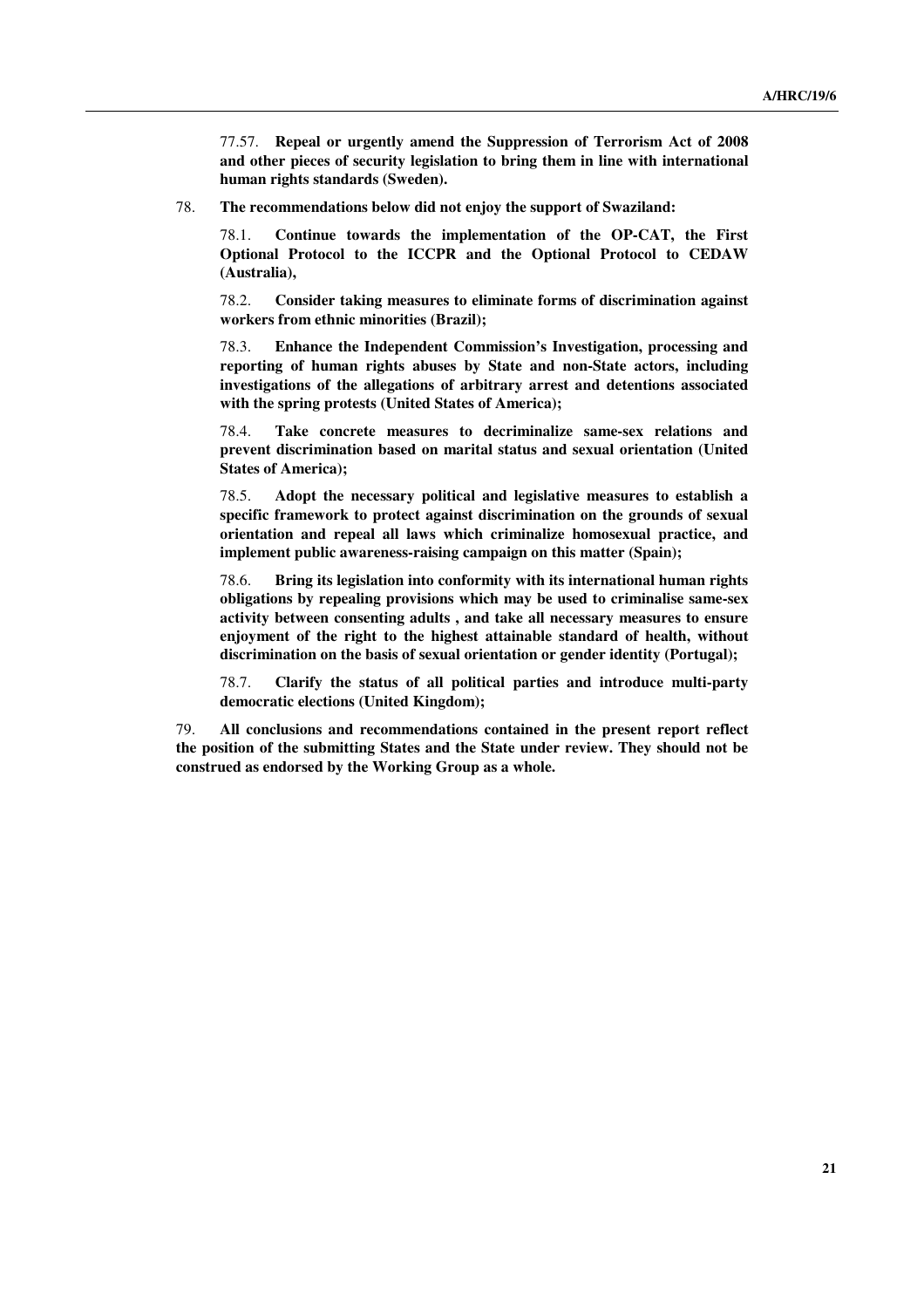77.57. **Repeal or urgently amend the Suppression of Terrorism Act of 2008 and other pieces of security legislation to bring them in line with international human rights standards (Sweden).**

78. **The recommendations below did not enjoy the support of Swaziland:**

78.1. **Continue towards the implementation of the OP-CAT, the First Optional Protocol to the ICCPR and the Optional Protocol to CEDAW (Australia),**

78.2. **Consider taking measures to eliminate forms of discrimination against workers from ethnic minorities (Brazil);**

78.3. **Enhance the Independent Commission's Investigation, processing and reporting of human rights abuses by State and non-State actors, including investigations of the allegations of arbitrary arrest and detentions associated with the spring protests (United States of America);**

78.4. **Take concrete measures to decriminalize same-sex relations and prevent discrimination based on marital status and sexual orientation (United States of America);**

78.5. **Adopt the necessary political and legislative measures to establish a specific framework to protect against discrimination on the grounds of sexual orientation and repeal all laws which criminalize homosexual practice, and implement public awareness-raising campaign on this matter (Spain);**

78.6. **Bring its legislation into conformity with its international human rights obligations by repealing provisions which may be used to criminalise same-sex activity between consenting adults , and take all necessary measures to ensure enjoyment of the right to the highest attainable standard of health, without discrimination on the basis of sexual orientation or gender identity (Portugal);**

78.7. **Clarify the status of all political parties and introduce multi-party democratic elections (United Kingdom);**

79. **All conclusions and recommendations contained in the present report reflect the position of the submitting States and the State under review. They should not be construed as endorsed by the Working Group as a whole.**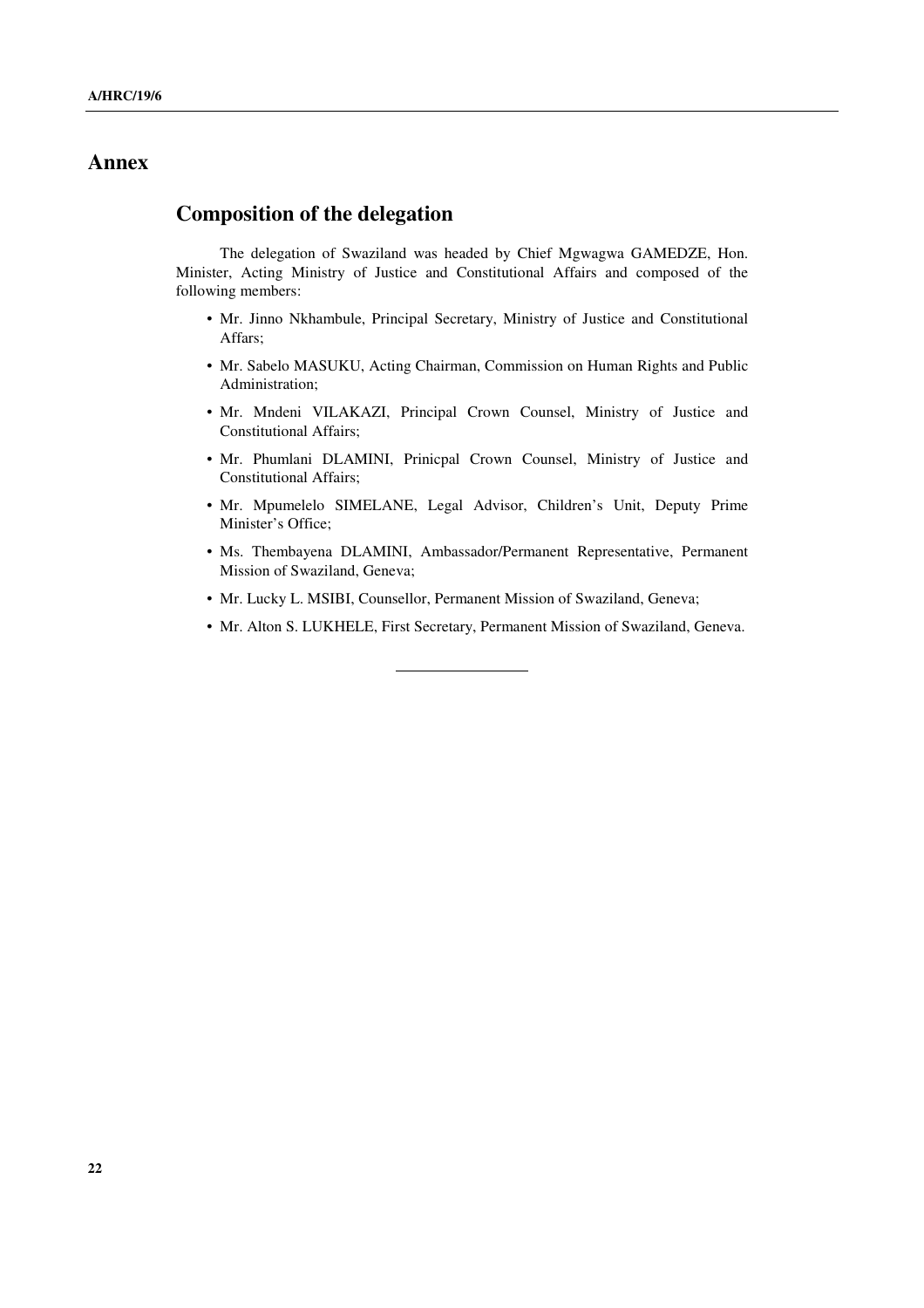# Annex

## Composition of the delegation

The delegation of Swaziland was headed by Chief Mgwagwa GAMEDZE, Hon. Minister, Acting Ministry of Justice and Constitutional Affairs and composed of the following members:

- Mr. Jinno Nkhambule, Principal Secretary, Ministry of Justice and Constitutional Affars;
- Mr. Sabelo MASUKU, Acting Chairman, Commission on Human Rights and Public Administration;
- Mr. Mndeni VILAKAZI, Principal Crown Counsel, Ministry of Justice and Constitutional Affairs;
- Mr. Phumlani DLAMINI, Prinicpal Crown Counsel, Ministry of Justice and Constitutional Affairs;
- Mr. Mpumelelo SIMELANE, Legal Advisor, Children's Unit, Deputy Prime Minister's Office;
- Ms. Thembayena DLAMINI, Ambassador/Permanent Representative, Permanent Mission of Swaziland, Geneva;
- Mr. Lucky L. MSIBI, Counsellor, Permanent Mission of Swaziland, Geneva;
- Mr. Alton S. LUKHELE, First Secretary, Permanent Mission of Swaziland, Geneva.